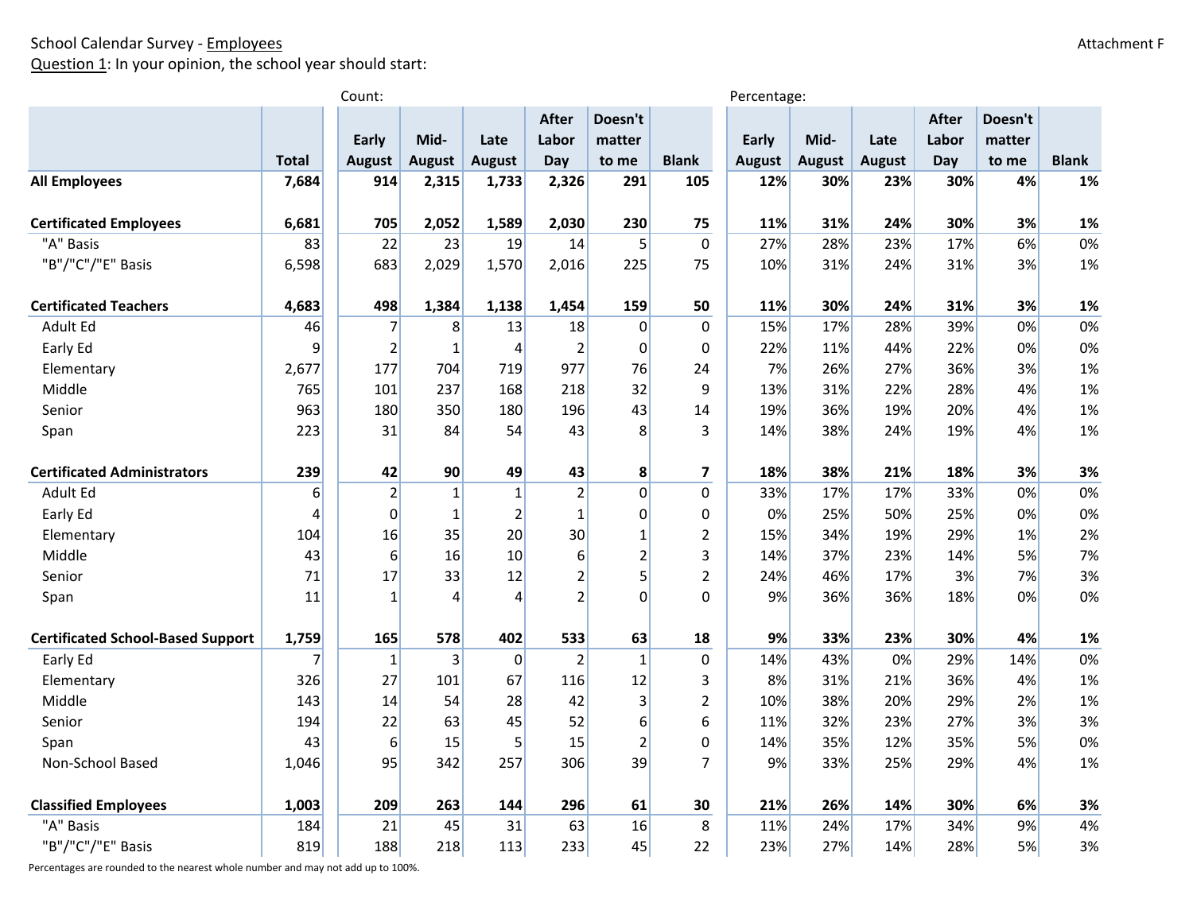School Calendar Survey - Employees

Attachment F

Question 1: In your opinion, the school year should start:

| | Total | Count: Early August | Mid-August | Late August | After Labor Day | Doesn't matter to me | Blank | Percentage: Early August | Mid-August | Late August | After Labor Day | Doesn't matter to me | Blank |
|---|---|---|---|---|---|---|---|---|---|---|---|---|---|
| **All Employees** | **7,684** | **914** | **2,315** | **1,733** | **2,326** | **291** | **105** | **12%** | **30%** | **23%** | **30%** | **4%** | **1%** |
| **Certificated Employees** | **6,681** | **705** | **2,052** | **1,589** | **2,030** | **230** | **75** | **11%** | **31%** | **24%** | **30%** | **3%** | **1%** |
| "A" Basis | 83 | 22 | 23 | 19 | 14 | 5 | 0 | 27% | 28% | 23% | 17% | 6% | 0% |
| "B"/"C"/"E" Basis | 6,598 | 683 | 2,029 | 1,570 | 2,016 | 225 | 75 | 10% | 31% | 24% | 31% | 3% | 1% |
| **Certificated Teachers** | **4,683** | **498** | **1,384** | **1,138** | **1,454** | **159** | **50** | **11%** | **30%** | **24%** | **31%** | **3%** | **1%** |
| Adult Ed | 46 | 7 | 8 | 13 | 18 | 0 | 0 | 15% | 17% | 28% | 39% | 0% | 0% |
| Early Ed | 9 | 2 | 1 | 4 | 2 | 0 | 0 | 22% | 11% | 44% | 22% | 0% | 0% |
| Elementary | 2,677 | 177 | 704 | 719 | 977 | 76 | 24 | 7% | 26% | 27% | 36% | 3% | 1% |
| Middle | 765 | 101 | 237 | 168 | 218 | 32 | 9 | 13% | 31% | 22% | 28% | 4% | 1% |
| Senior | 963 | 180 | 350 | 180 | 196 | 43 | 14 | 19% | 36% | 19% | 20% | 4% | 1% |
| Span | 223 | 31 | 84 | 54 | 43 | 8 | 3 | 14% | 38% | 24% | 19% | 4% | 1% |
| **Certificated Administrators** | **239** | **42** | **90** | **49** | **43** | **8** | **7** | **18%** | **38%** | **21%** | **18%** | **3%** | **3%** |
| Adult Ed | 6 | 2 | 1 | 1 | 2 | 0 | 0 | 33% | 17% | 17% | 33% | 0% | 0% |
| Early Ed | 4 | 0 | 1 | 2 | 1 | 0 | 0 | 0% | 25% | 50% | 25% | 0% | 0% |
| Elementary | 104 | 16 | 35 | 20 | 30 | 1 | 2 | 15% | 34% | 19% | 29% | 1% | 2% |
| Middle | 43 | 6 | 16 | 10 | 6 | 2 | 3 | 14% | 37% | 23% | 14% | 5% | 7% |
| Senior | 71 | 17 | 33 | 12 | 2 | 5 | 2 | 24% | 46% | 17% | 3% | 7% | 3% |
| Span | 11 | 1 | 4 | 4 | 2 | 0 | 0 | 9% | 36% | 36% | 18% | 0% | 0% |
| **Certificated School-Based Support** | **1,759** | **165** | **578** | **402** | **533** | **63** | **18** | **9%** | **33%** | **23%** | **30%** | **4%** | **1%** |
| Early Ed | 7 | 1 | 3 | 0 | 2 | 1 | 0 | 14% | 43% | 0% | 29% | 14% | 0% |
| Elementary | 326 | 27 | 101 | 67 | 116 | 12 | 3 | 8% | 31% | 21% | 36% | 4% | 1% |
| Middle | 143 | 14 | 54 | 28 | 42 | 3 | 2 | 10% | 38% | 20% | 29% | 2% | 1% |
| Senior | 194 | 22 | 63 | 45 | 52 | 6 | 6 | 11% | 32% | 23% | 27% | 3% | 3% |
| Span | 43 | 6 | 15 | 5 | 15 | 2 | 0 | 14% | 35% | 12% | 35% | 5% | 0% |
| Non-School Based | 1,046 | 95 | 342 | 257 | 306 | 39 | 7 | 9% | 33% | 25% | 29% | 4% | 1% |
| **Classified Employees** | **1,003** | **209** | **263** | **144** | **296** | **61** | **30** | **21%** | **26%** | **14%** | **30%** | **6%** | **3%** |
| "A" Basis | 184 | 21 | 45 | 31 | 63 | 16 | 8 | 11% | 24% | 17% | 34% | 9% | 4% |
| "B"/"C"/"E" Basis | 819 | 188 | 218 | 113 | 233 | 45 | 22 | 23% | 27% | 14% | 28% | 5% | 3% |

Percentages are rounded to the nearest whole number and may not add up to 100%.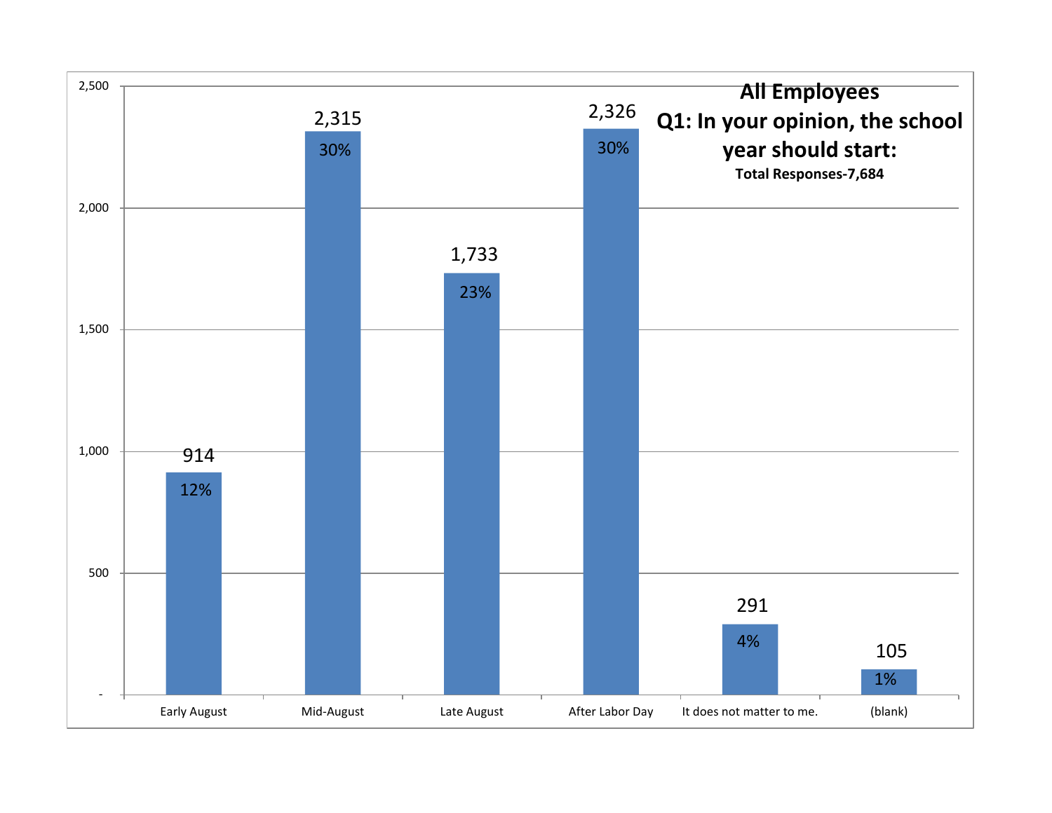## All Employees

### Q1: In your opinion, the school year should start:

**Total Responses-7,684**

| Response | Count | Percent |
| --- | --- | --- |
| Early August | 914 | 12% |
| Mid-August | 2,315 | 30% |
| Late August | 1,733 | 23% |
| After Labor Day | 2,326 | 30% |
| It does not matter to me. | 291 | 4% |
| (blank) | 105 | 1% |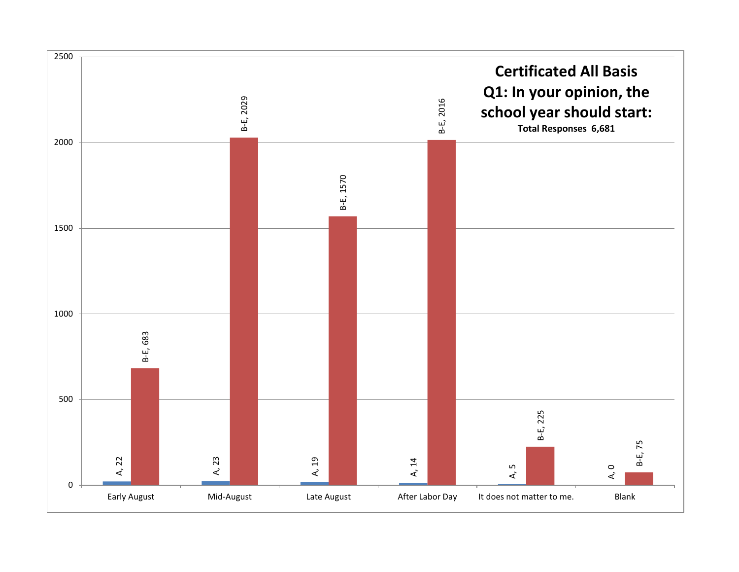## Certificated All Basis

### Q1: In your opinion, the school year should start:

**Total Responses 6,681**

| | A | B-E |
|---|---|---|
| Early August | 22 | 683 |
| Mid-August | 23 | 2029 |
| Late August | 19 | 1570 |
| After Labor Day | 14 | 2016 |
| It does not matter to me. | 5 | 225 |
| Blank | 0 | 75 |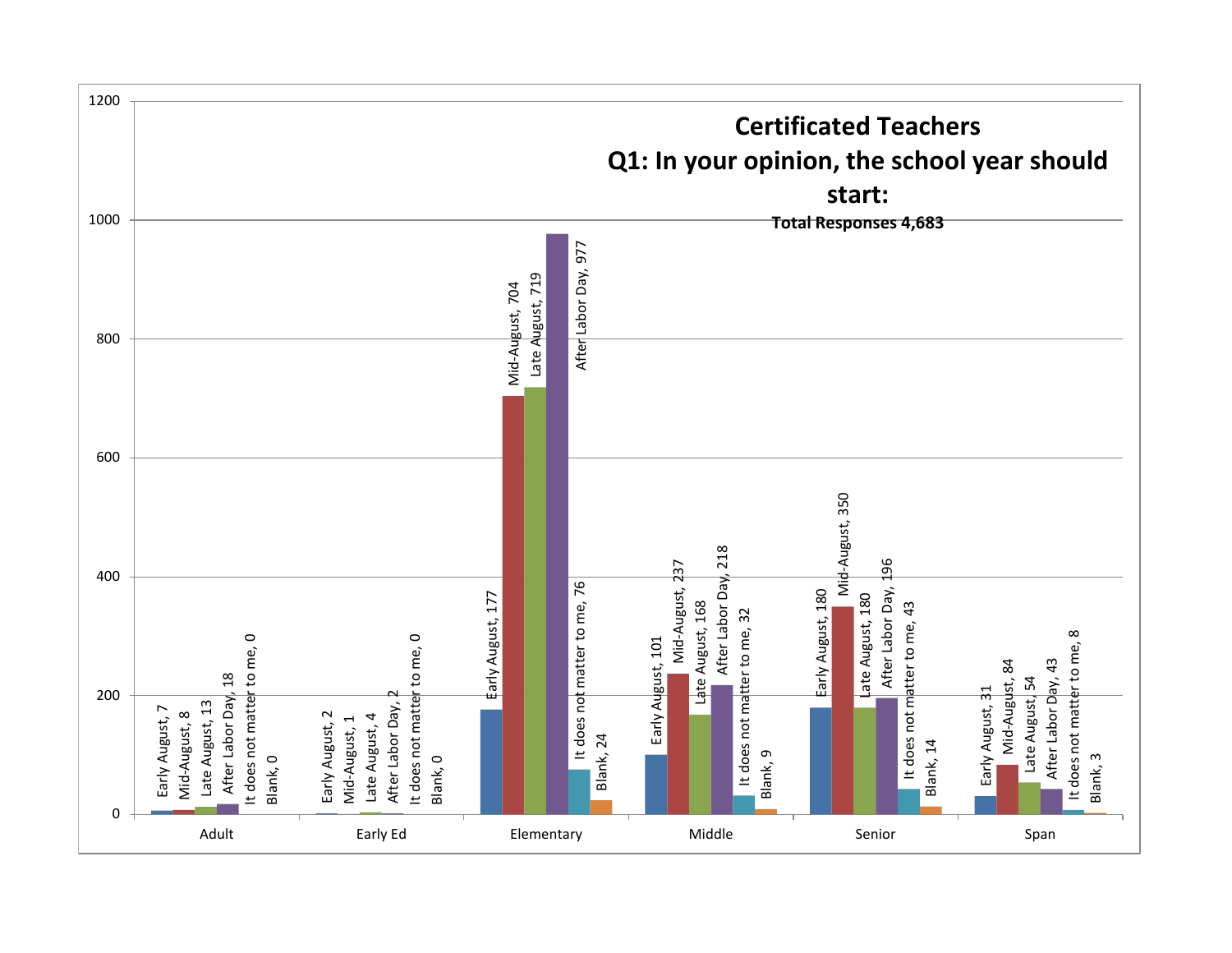# Certificated Teachers

## Q1: In your opinion, the school year should start:

**Total Responses 4,683**

| | Early August | Mid-August | Late August | After Labor Day | It does not matter to me | Blank |
|---|---|---|---|---|---|---|
| Adult | 7 | 8 | 13 | 18 | 0 | 0 |
| Early Ed | 2 | 1 | 4 | 2 | 0 | 0 |
| Elementary | 177 | 704 | 719 | 977 | 76 | 24 |
| Middle | 101 | 237 | 168 | 218 | 32 | 9 |
| Senior | 180 | 350 | 180 | 196 | 43 | 14 |
| Span | 31 | 84 | 54 | 43 | 8 | 3 |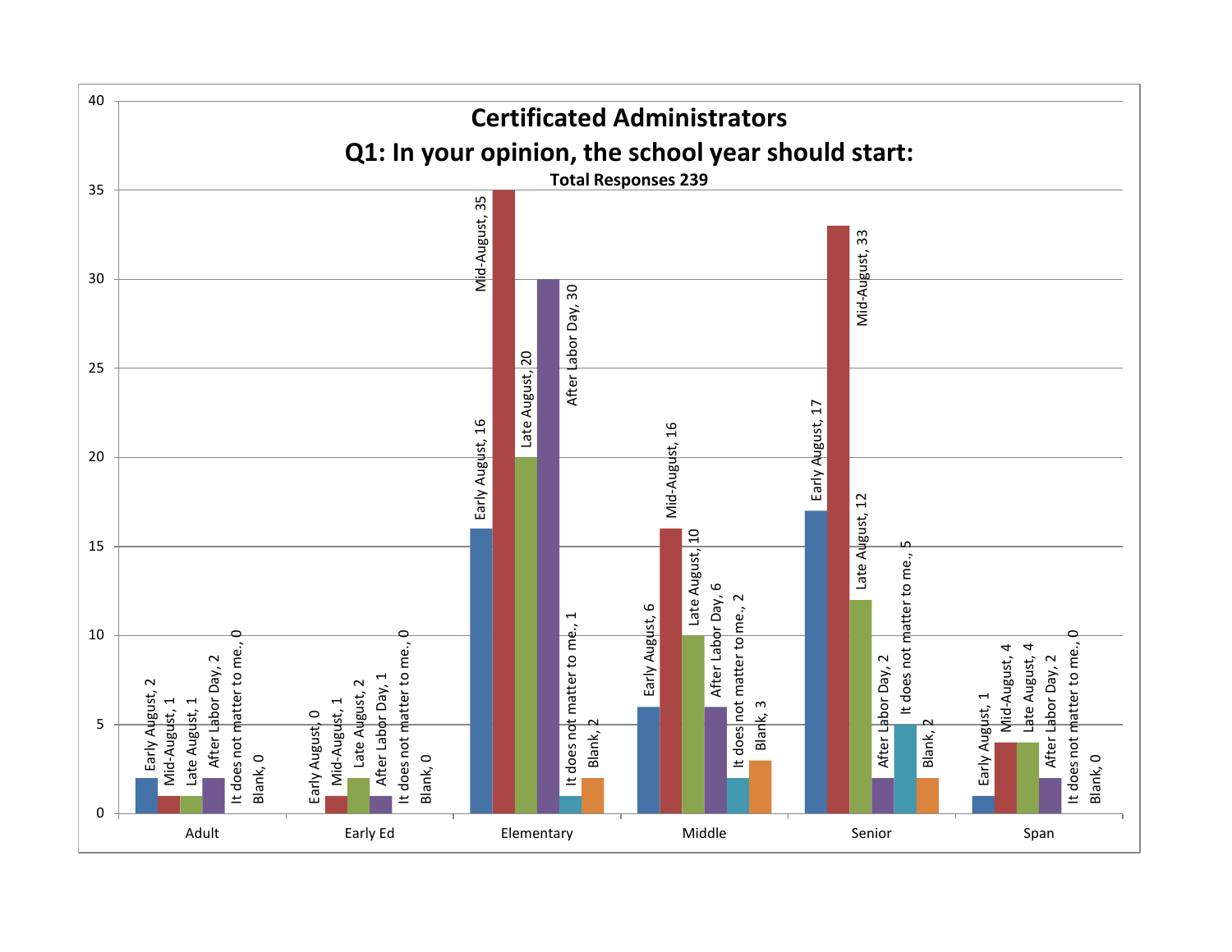# Certificated Administrators

## Q1: In your opinion, the school year should start:

**Total Responses 239**

| | Early August | Mid-August | Late August | After Labor Day | It does not matter to me. | Blank |
|---|---|---|---|---|---|---|
| Adult | 2 | 1 | 1 | 2 | 0 | 0 |
| Early Ed | 0 | 1 | 2 | 1 | 0 | 0 |
| Elementary | 16 | 35 | 20 | 30 | 1 | 2 |
| Middle | 6 | 16 | 10 | 6 | 2 | 3 |
| Senior | 17 | 33 | 12 | 2 | 5 | 2 |
| Span | 1 | 4 | 4 | 2 | 0 | 0 |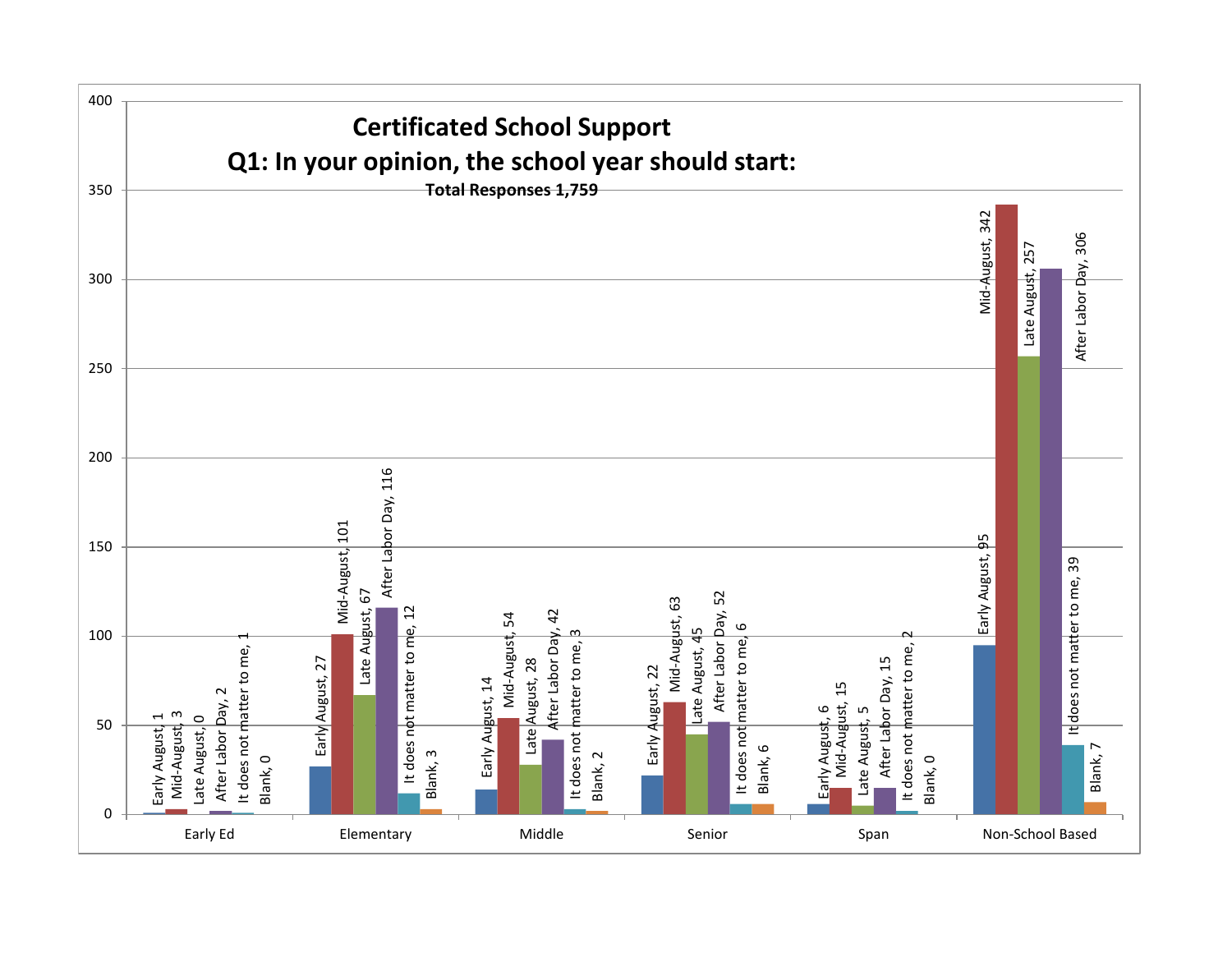## Certificated School Support

## Q1: In your opinion, the school year should start:

**Total Responses 1,759**

| | Early Ed | Elementary | Middle | Senior | Span | Non-School Based |
|---|---|---|---|---|---|---|
| Early August | 1 | 27 | 14 | 22 | 6 | 95 |
| Mid-August | 3 | 101 | 54 | 63 | 15 | 342 |
| Late August | 0 | 67 | 28 | 45 | 5 | 257 |
| After Labor Day | 2 | 116 | 42 | 52 | 15 | 306 |
| It does not matter to me | 1 | 12 | 3 | 6 | 2 | 39 |
| Blank | 0 | 3 | 2 | 6 | 0 | 7 |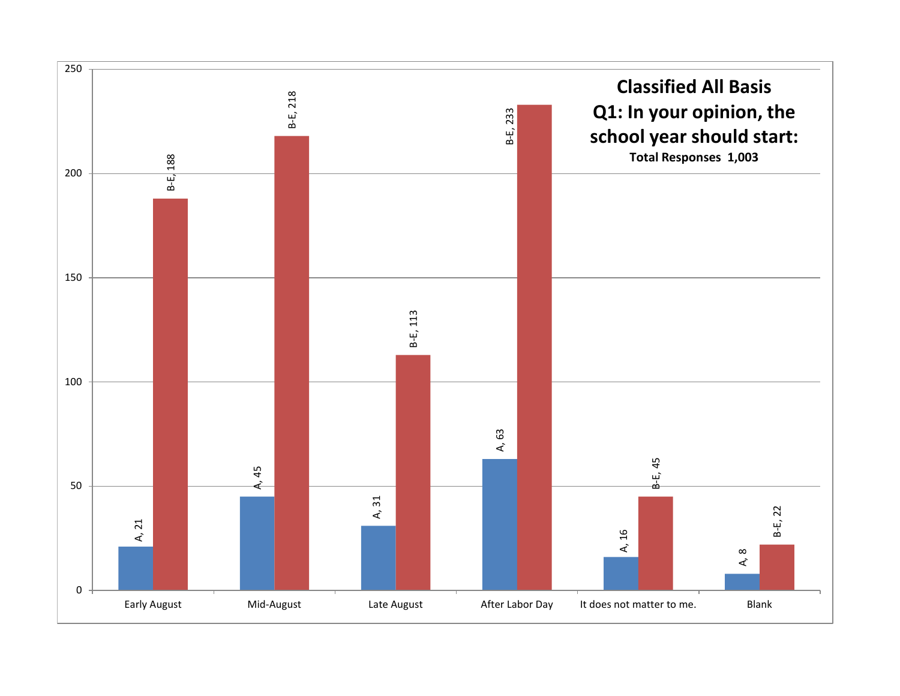## Classified All Basis

## Q1: In your opinion, the school year should start:

**Total Responses 1,003**

| | A | B-E |
|---|---|---|
| Early August | 21 | 188 |
| Mid-August | 45 | 218 |
| Late August | 31 | 113 |
| After Labor Day | 63 | 233 |
| It does not matter to me. | 16 | 45 |
| Blank | 8 | 22 |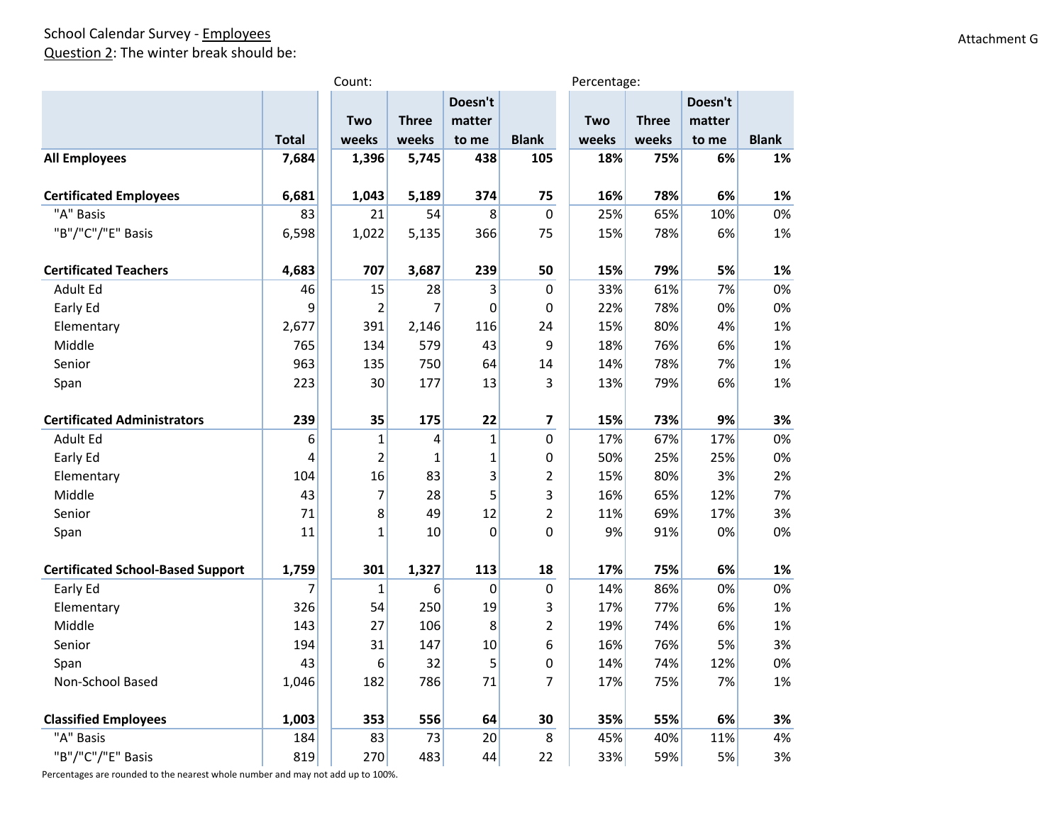School Calendar Survey - Employees
Question 2: The winter break should be:

Attachment G

| | Count: | | | | | Percentage: | | | |
|---|---|---|---|---|---|---|---|---|---|
| | Total | Two weeks | Three weeks | Doesn't matter to me | Blank | Two weeks | Three weeks | Doesn't matter to me | Blank |
| **All Employees** | **7,684** | **1,396** | **5,745** | **438** | **105** | **18%** | **75%** | **6%** | **1%** |
| **Certificated Employees** | **6,681** | **1,043** | **5,189** | **374** | **75** | **16%** | **78%** | **6%** | **1%** |
| "A" Basis | 83 | 21 | 54 | 8 | 0 | 25% | 65% | 10% | 0% |
| "B"/"C"/"E" Basis | 6,598 | 1,022 | 5,135 | 366 | 75 | 15% | 78% | 6% | 1% |
| **Certificated Teachers** | **4,683** | **707** | **3,687** | **239** | **50** | **15%** | **79%** | **5%** | **1%** |
| Adult Ed | 46 | 15 | 28 | 3 | 0 | 33% | 61% | 7% | 0% |
| Early Ed | 9 | 2 | 7 | 0 | 0 | 22% | 78% | 0% | 0% |
| Elementary | 2,677 | 391 | 2,146 | 116 | 24 | 15% | 80% | 4% | 1% |
| Middle | 765 | 134 | 579 | 43 | 9 | 18% | 76% | 6% | 1% |
| Senior | 963 | 135 | 750 | 64 | 14 | 14% | 78% | 7% | 1% |
| Span | 223 | 30 | 177 | 13 | 3 | 13% | 79% | 6% | 1% |
| **Certificated Administrators** | **239** | **35** | **175** | **22** | **7** | **15%** | **73%** | **9%** | **3%** |
| Adult Ed | 6 | 1 | 4 | 1 | 0 | 17% | 67% | 17% | 0% |
| Early Ed | 4 | 2 | 1 | 1 | 0 | 50% | 25% | 25% | 0% |
| Elementary | 104 | 16 | 83 | 3 | 2 | 15% | 80% | 3% | 2% |
| Middle | 43 | 7 | 28 | 5 | 3 | 16% | 65% | 12% | 7% |
| Senior | 71 | 8 | 49 | 12 | 2 | 11% | 69% | 17% | 3% |
| Span | 11 | 1 | 10 | 0 | 0 | 9% | 91% | 0% | 0% |
| **Certificated School-Based Support** | **1,759** | **301** | **1,327** | **113** | **18** | **17%** | **75%** | **6%** | **1%** |
| Early Ed | 7 | 1 | 6 | 0 | 0 | 14% | 86% | 0% | 0% |
| Elementary | 326 | 54 | 250 | 19 | 3 | 17% | 77% | 6% | 1% |
| Middle | 143 | 27 | 106 | 8 | 2 | 19% | 74% | 6% | 1% |
| Senior | 194 | 31 | 147 | 10 | 6 | 16% | 76% | 5% | 3% |
| Span | 43 | 6 | 32 | 5 | 0 | 14% | 74% | 12% | 0% |
| Non-School Based | 1,046 | 182 | 786 | 71 | 7 | 17% | 75% | 7% | 1% |
| **Classified Employees** | **1,003** | **353** | **556** | **64** | **30** | **35%** | **55%** | **6%** | **3%** |
| "A" Basis | 184 | 83 | 73 | 20 | 8 | 45% | 40% | 11% | 4% |
| "B"/"C"/"E" Basis | 819 | 270 | 483 | 44 | 22 | 33% | 59% | 5% | 3% |

Percentages are rounded to the nearest whole number and may not add up to 100%.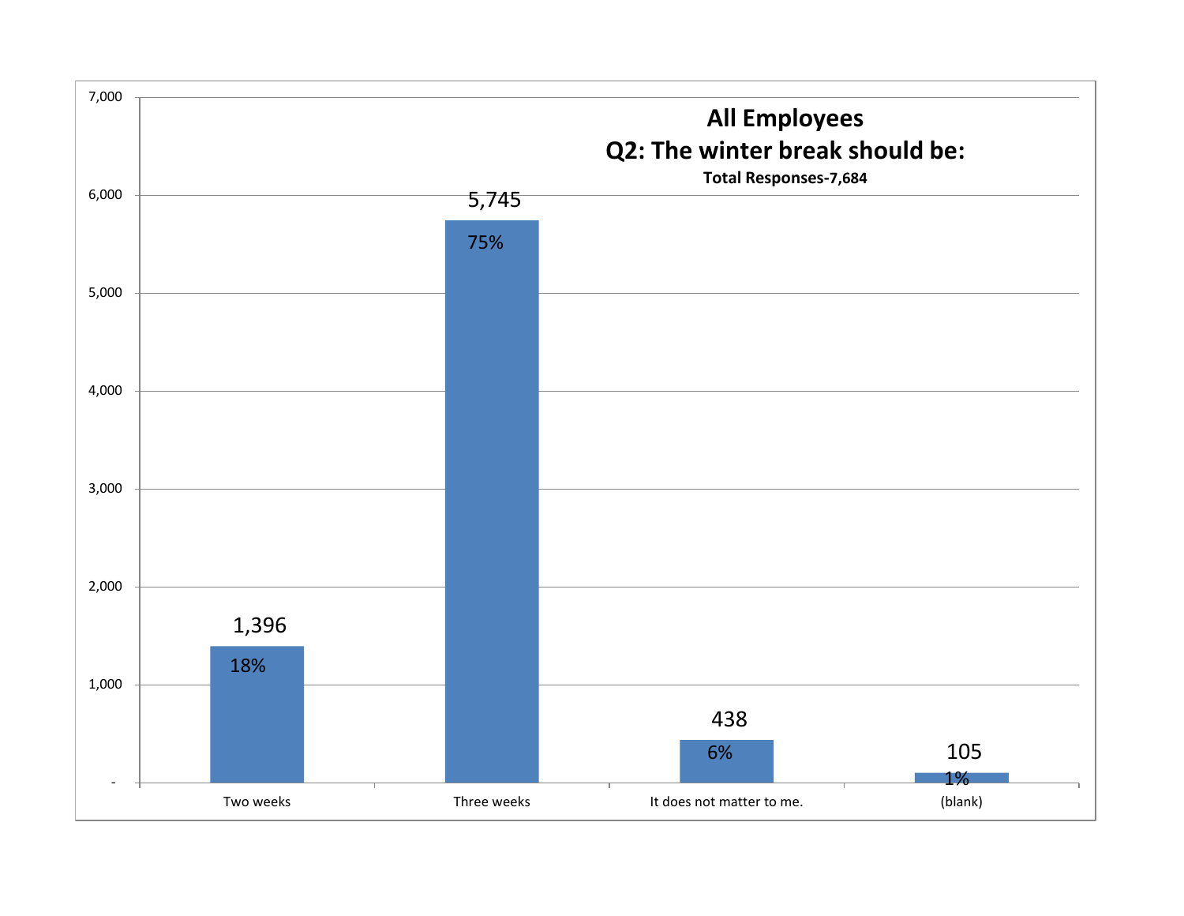## All Employees

## Q2: The winter break should be:

**Total Responses-7,684**

| Response | Count | Percent |
|---|---|---|
| Two weeks | 1,396 | 18% |
| Three weeks | 5,745 | 75% |
| It does not matter to me. | 438 | 6% |
| (blank) | 105 | 1% |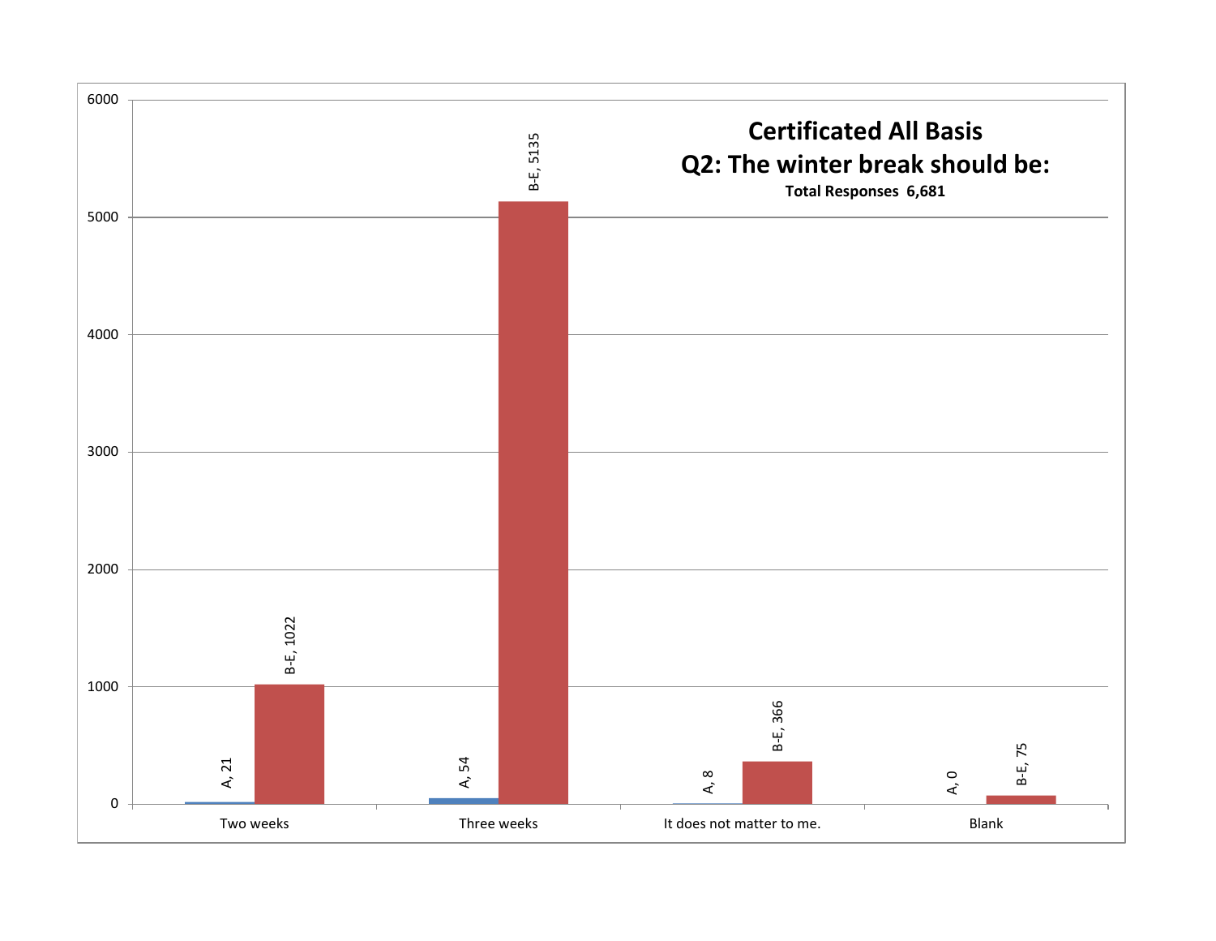# Certificated All Basis

## Q2: The winter break should be:

**Total Responses 6,681**

| | A | B-E |
|---|---|---|
| Two weeks | 21 | 1022 |
| Three weeks | 54 | 5135 |
| It does not matter to me. | 8 | 366 |
| Blank | 0 | 75 |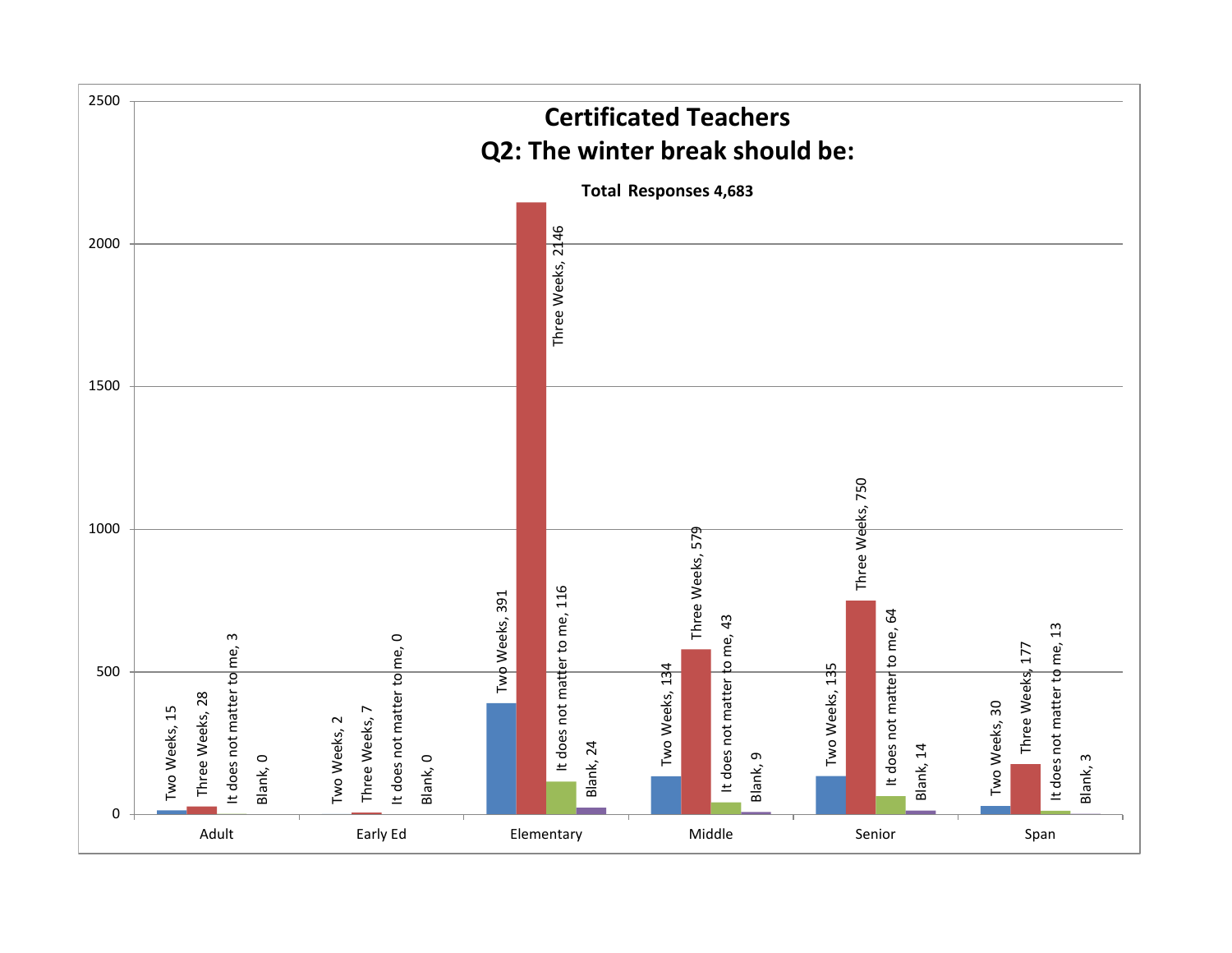# Certificated Teachers

## Q2: The winter break should be:

**Total Responses 4,683**

| | Two Weeks | Three Weeks | It does not matter to me | Blank |
|---|---|---|---|---|
| Adult | 15 | 28 | 3 | 0 |
| Early Ed | 2 | 7 | 0 | 0 |
| Elementary | 391 | 2146 | 116 | 24 |
| Middle | 134 | 579 | 43 | 9 |
| Senior | 135 | 750 | 64 | 14 |
| Span | 30 | 177 | 13 | 3 |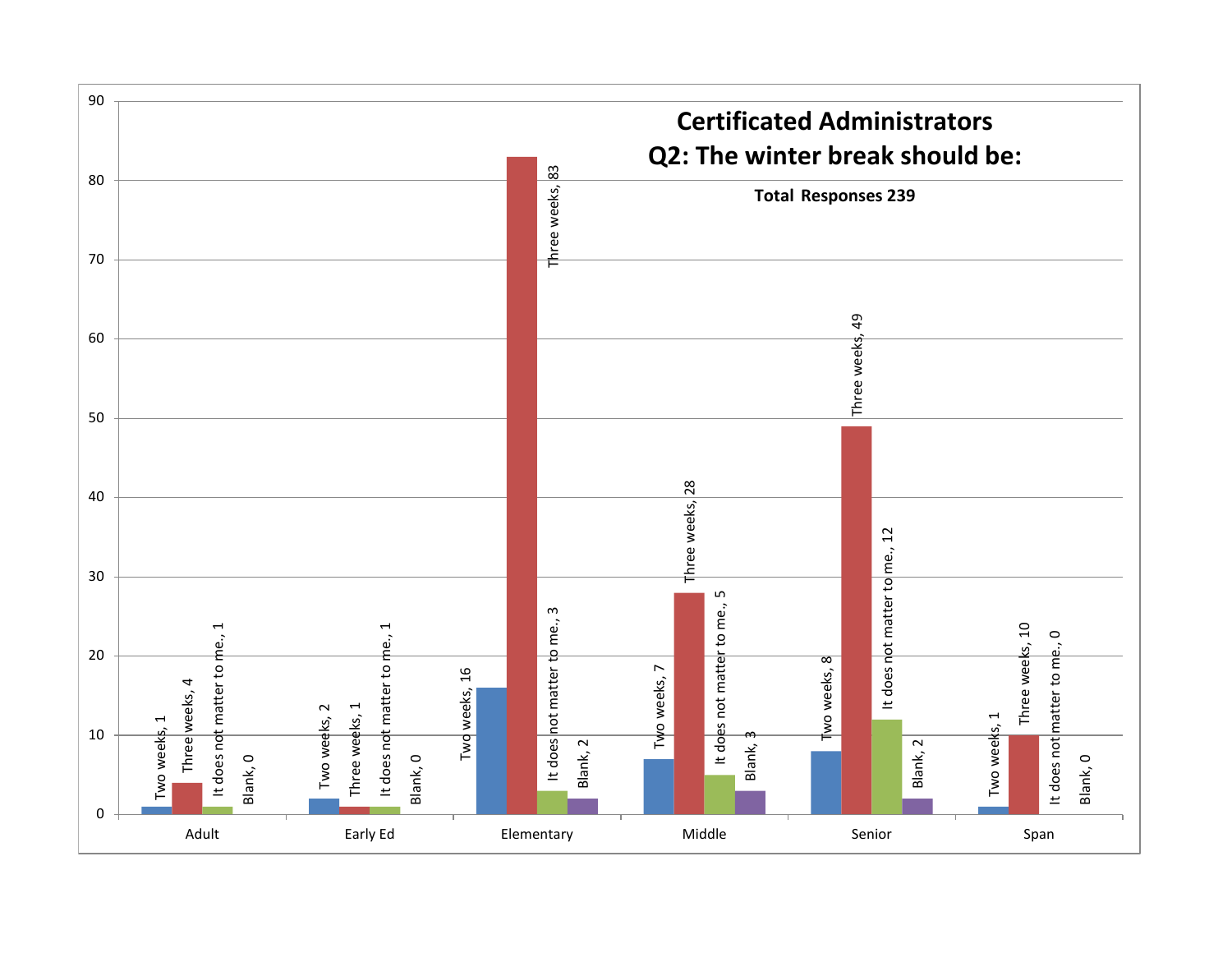# Certificated Administrators

## Q2: The winter break should be:

**Total Responses 239**

| | Two weeks | Three weeks | It does not matter to me. | Blank |
|---|---|---|---|---|
| Adult | 1 | 4 | 1 | 0 |
| Early Ed | 2 | 1 | 1 | 0 |
| Elementary | 16 | 83 | 3 | 2 |
| Middle | 7 | 28 | 5 | 3 |
| Senior | 8 | 49 | 12 | 2 |
| Span | 1 | 10 | 0 | 0 |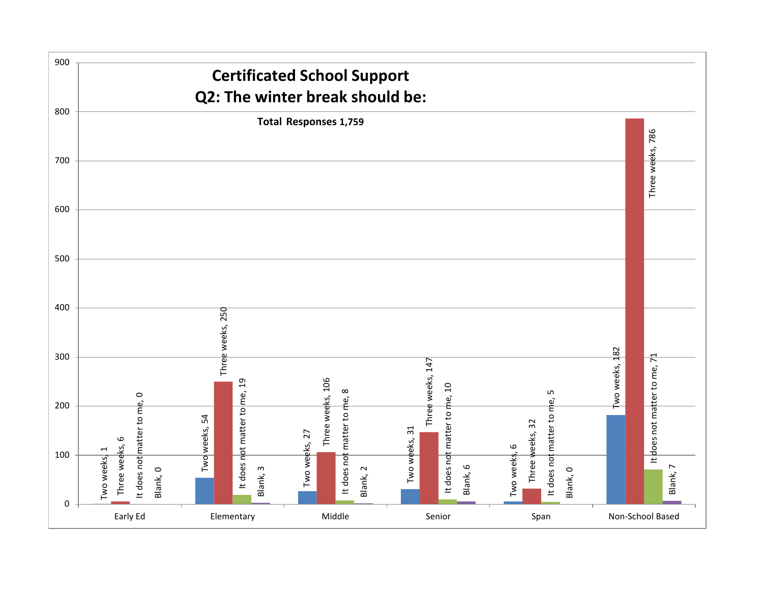## Certificated School Support

## Q2: The winter break should be:

**Total Responses 1,759**

| | Two weeks | Three weeks | It does not matter to me | Blank |
|---|---|---|---|---|
| Early Ed | 1 | 6 | 0 | 0 |
| Elementary | 54 | 250 | 19 | 3 |
| Middle | 27 | 106 | 8 | 2 |
| Senior | 31 | 147 | 10 | 6 |
| Span | 6 | 32 | 5 | 0 |
| Non-School Based | 182 | 786 | 71 | 7 |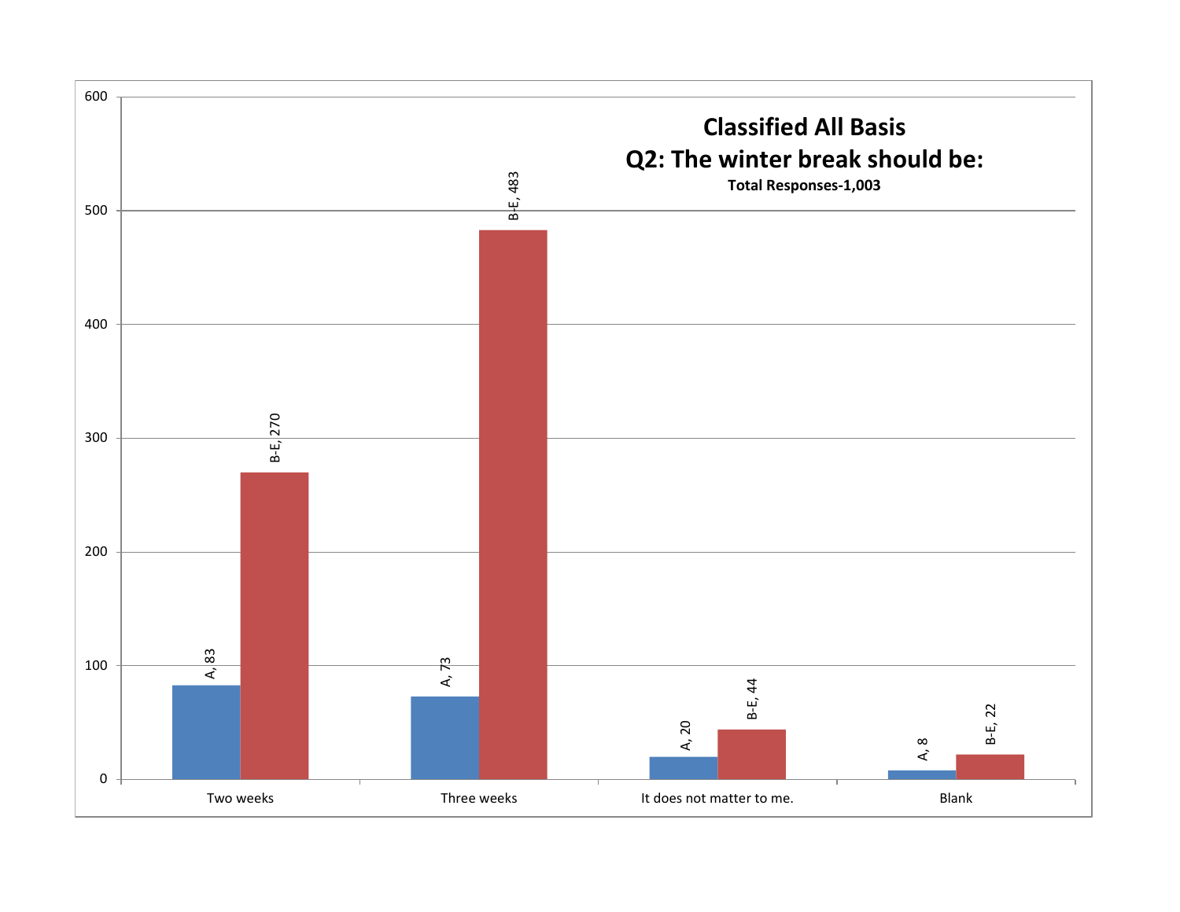# Classified All Basis

## Q2: The winter break should be:

**Total Responses-1,003**

| | A | B-E |
|---|---|---|
| Two weeks | 83 | 270 |
| Three weeks | 73 | 483 |
| It does not matter to me. | 20 | 44 |
| Blank | 8 | 22 |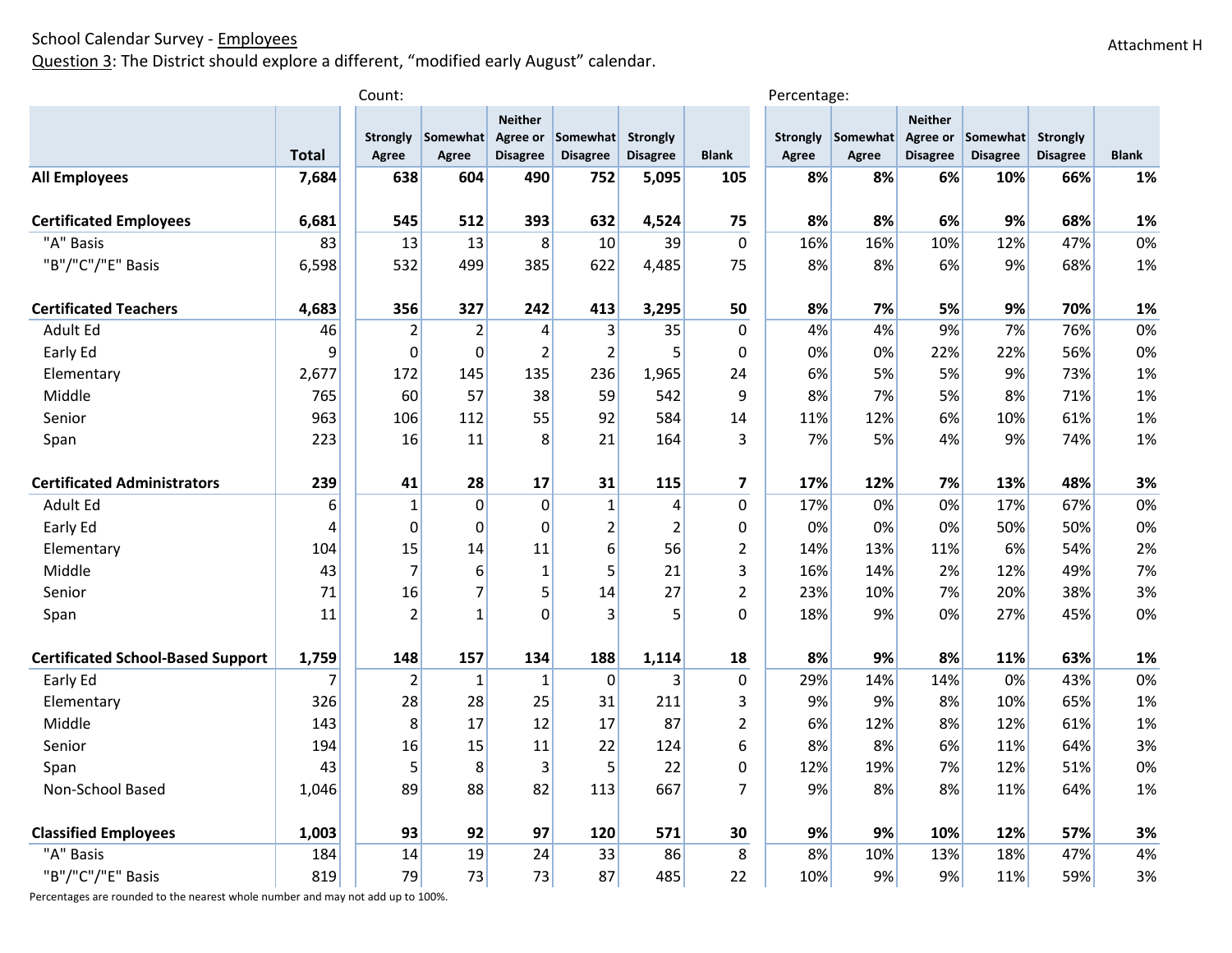School Calendar Survey - Employees

Question 3: The District should explore a different, "modified early August" calendar.

Attachment H

| | | Count: | | | | | | Percentage: | | | | | |
|---|---|---|---|---|---|---|---|---|---|---|---|---|---|
| | **Total** | **Strongly Agree** | **Somewhat Agree** | **Neither Agree or Disagree** | **Somewhat Disagree** | **Strongly Disagree** | **Blank** | **Strongly Agree** | **Somewhat Agree** | **Neither Agree or Disagree** | **Somewhat Disagree** | **Strongly Disagree** | **Blank** |
| **All Employees** | **7,684** | **638** | **604** | **490** | **752** | **5,095** | **105** | **8%** | **8%** | **6%** | **10%** | **66%** | **1%** |
| **Certificated Employees** | **6,681** | **545** | **512** | **393** | **632** | **4,524** | **75** | **8%** | **8%** | **6%** | **9%** | **68%** | **1%** |
| "A" Basis | 83 | 13 | 13 | 8 | 10 | 39 | 0 | 16% | 16% | 10% | 12% | 47% | 0% |
| "B"/"C"/"E" Basis | 6,598 | 532 | 499 | 385 | 622 | 4,485 | 75 | 8% | 8% | 6% | 9% | 68% | 1% |
| **Certificated Teachers** | **4,683** | **356** | **327** | **242** | **413** | **3,295** | **50** | **8%** | **7%** | **5%** | **9%** | **70%** | **1%** |
| Adult Ed | 46 | 2 | 2 | 4 | 3 | 35 | 0 | 4% | 4% | 9% | 7% | 76% | 0% |
| Early Ed | 9 | 0 | 0 | 2 | 2 | 5 | 0 | 0% | 0% | 22% | 22% | 56% | 0% |
| Elementary | 2,677 | 172 | 145 | 135 | 236 | 1,965 | 24 | 6% | 5% | 5% | 9% | 73% | 1% |
| Middle | 765 | 60 | 57 | 38 | 59 | 542 | 9 | 8% | 7% | 5% | 8% | 71% | 1% |
| Senior | 963 | 106 | 112 | 55 | 92 | 584 | 14 | 11% | 12% | 6% | 10% | 61% | 1% |
| Span | 223 | 16 | 11 | 8 | 21 | 164 | 3 | 7% | 5% | 4% | 9% | 74% | 1% |
| **Certificated Administrators** | **239** | **41** | **28** | **17** | **31** | **115** | **7** | **17%** | **12%** | **7%** | **13%** | **48%** | **3%** |
| Adult Ed | 6 | 1 | 0 | 0 | 1 | 4 | 0 | 17% | 0% | 0% | 17% | 67% | 0% |
| Early Ed | 4 | 0 | 0 | 0 | 2 | 2 | 0 | 0% | 0% | 0% | 50% | 50% | 0% |
| Elementary | 104 | 15 | 14 | 11 | 6 | 56 | 2 | 14% | 13% | 11% | 6% | 54% | 2% |
| Middle | 43 | 7 | 6 | 1 | 5 | 21 | 3 | 16% | 14% | 2% | 12% | 49% | 7% |
| Senior | 71 | 16 | 7 | 5 | 14 | 27 | 2 | 23% | 10% | 7% | 20% | 38% | 3% |
| Span | 11 | 2 | 1 | 0 | 3 | 5 | 0 | 18% | 9% | 0% | 27% | 45% | 0% |
| **Certificated School-Based Support** | **1,759** | **148** | **157** | **134** | **188** | **1,114** | **18** | **8%** | **9%** | **8%** | **11%** | **63%** | **1%** |
| Early Ed | 7 | 2 | 1 | 1 | 0 | 3 | 0 | 29% | 14% | 14% | 0% | 43% | 0% |
| Elementary | 326 | 28 | 28 | 25 | 31 | 211 | 3 | 9% | 9% | 8% | 10% | 65% | 1% |
| Middle | 143 | 8 | 17 | 12 | 17 | 87 | 2 | 6% | 12% | 8% | 12% | 61% | 1% |
| Senior | 194 | 16 | 15 | 11 | 22 | 124 | 6 | 8% | 8% | 6% | 11% | 64% | 3% |
| Span | 43 | 5 | 8 | 3 | 5 | 22 | 0 | 12% | 19% | 7% | 12% | 51% | 0% |
| Non-School Based | 1,046 | 89 | 88 | 82 | 113 | 667 | 7 | 9% | 8% | 8% | 11% | 64% | 1% |
| **Classified Employees** | **1,003** | **93** | **92** | **97** | **120** | **571** | **30** | **9%** | **9%** | **10%** | **12%** | **57%** | **3%** |
| "A" Basis | 184 | 14 | 19 | 24 | 33 | 86 | 8 | 8% | 10% | 13% | 18% | 47% | 4% |
| "B"/"C"/"E" Basis | 819 | 79 | 73 | 73 | 87 | 485 | 22 | 10% | 9% | 9% | 11% | 59% | 3% |

Percentages are rounded to the nearest whole number and may not add up to 100%.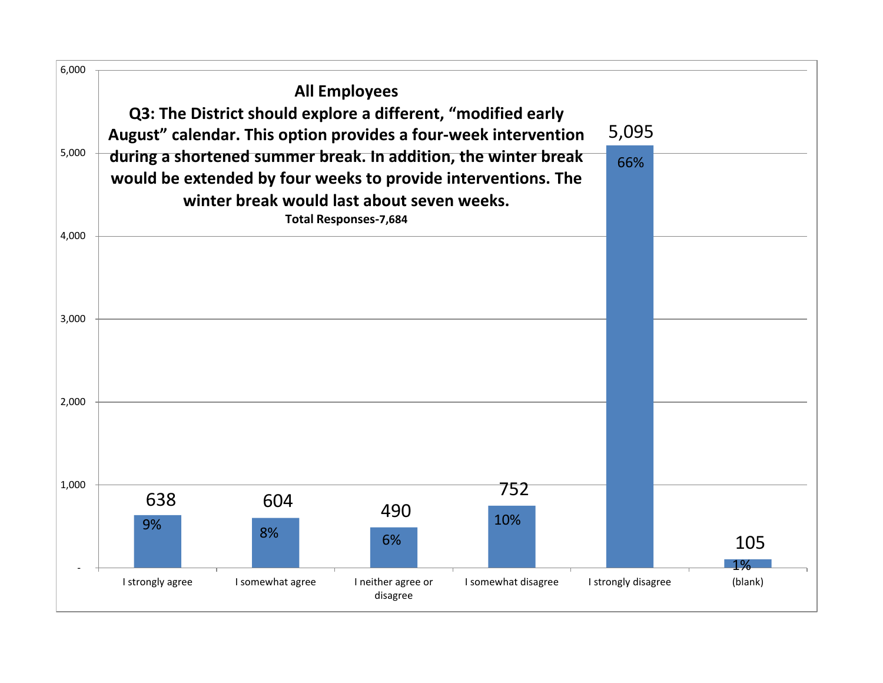**All Employees**

**Q3: The District should explore a different, "modified early August" calendar. This option provides a four-week intervention during a shortened summer break. In addition, the winter break would be extended by four weeks to provide interventions. The winter break would last about seven weeks.**

**Total Responses-7,684**

| Response | Count | Percent |
|---|---|---|
| I strongly agree | 638 | 9% |
| I somewhat agree | 604 | 8% |
| I neither agree or disagree | 490 | 6% |
| I somewhat disagree | 752 | 10% |
| I strongly disagree | 5,095 | 66% |
| (blank) | 105 | 1% |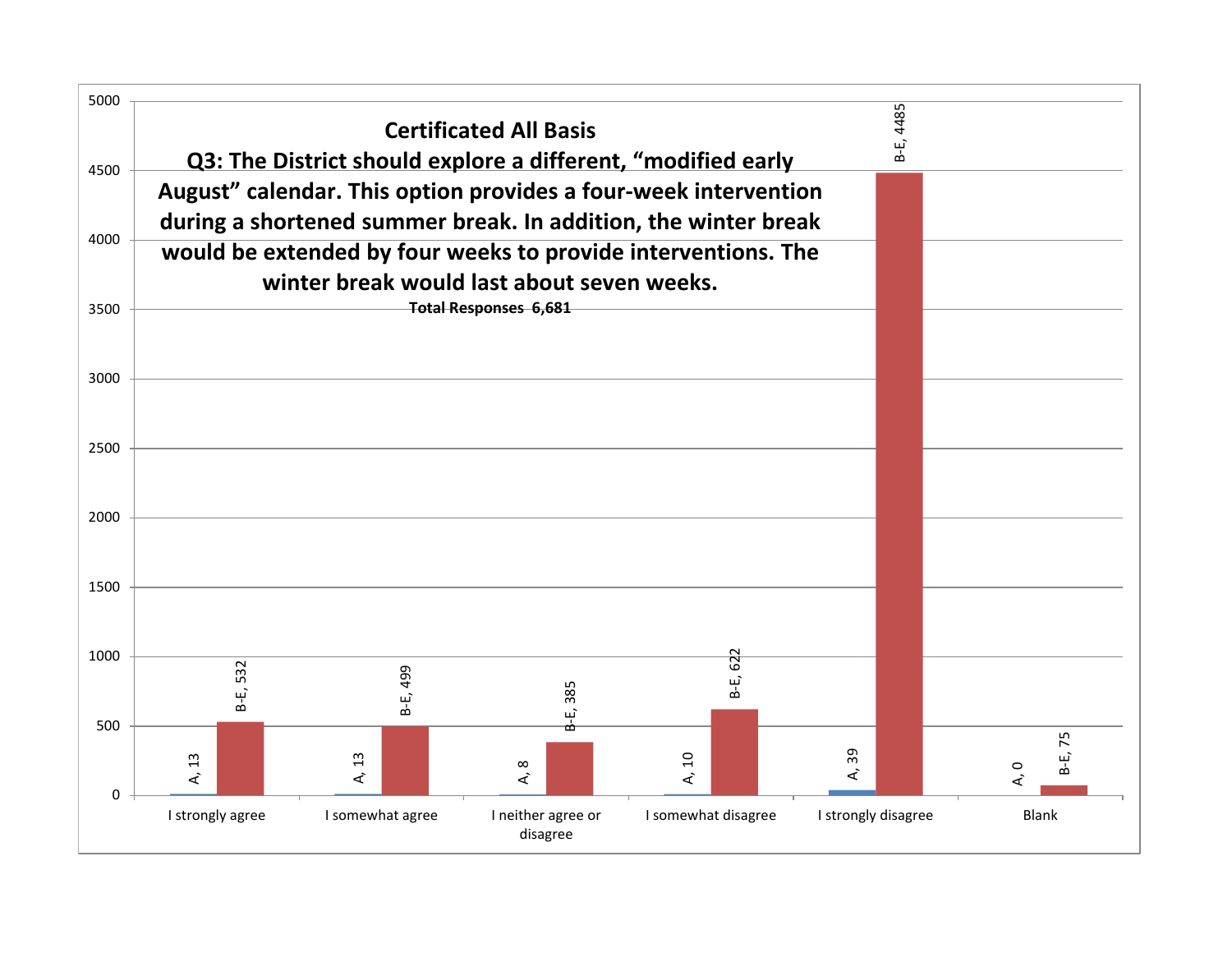**Certificated All Basis**

**Q3: The District should explore a different, "modified early August" calendar. This option provides a four-week intervention during a shortened summer break. In addition, the winter break would be extended by four weeks to provide interventions. The winter break would last about seven weeks.**

**Total Responses 6,681**

| Response | A | B-E |
|---|---|---|
| I strongly agree | 13 | 532 |
| I somewhat agree | 13 | 499 |
| I neither agree or disagree | 8 | 385 |
| I somewhat disagree | 10 | 622 |
| I strongly disagree | 39 | 4485 |
| Blank | 0 | 75 |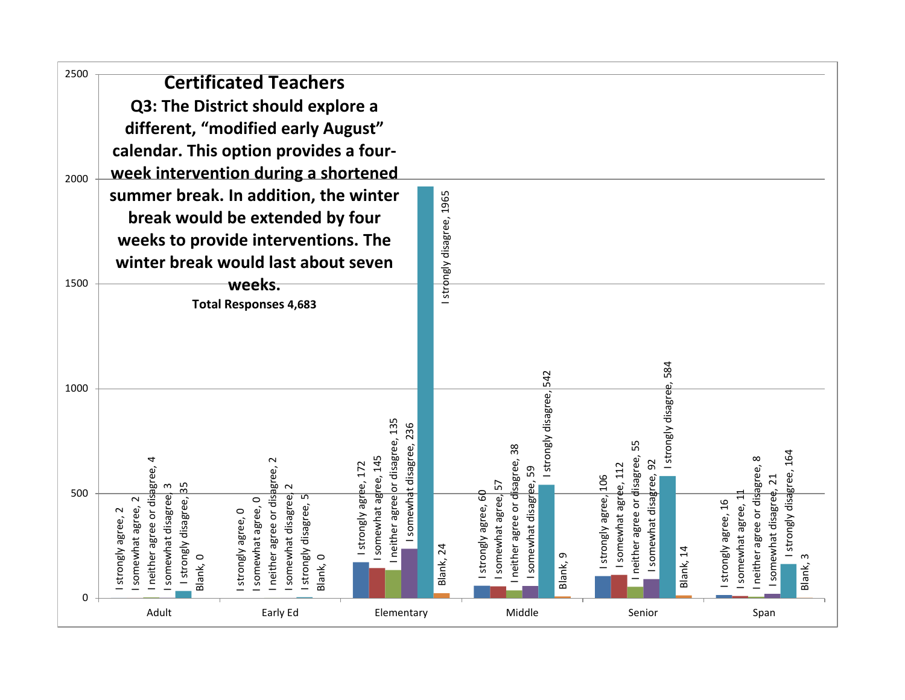# Certificated Teachers

**Q3: The District should explore a different, "modified early August" calendar. This option provides a four-week intervention during a shortened summer break. In addition, the winter break would be extended by four weeks to provide interventions. The winter break would last about seven weeks.**

**Total Responses 4,683**

| | Adult | Early Ed | Elementary | Middle | Senior | Span |
|---|---|---|---|---|---|---|
| I strongly agree | 2 | 0 | 172 | 60 | 106 | 16 |
| I somewhat agree | 2 | 0 | 145 | 57 | 112 | 11 |
| I neither agree or disagree | 4 | 2 | 135 | 38 | 55 | 8 |
| I somewhat disagree | 3 | 2 | 236 | 59 | 92 | 21 |
| I strongly disagree | 35 | 5 | 1965 | 542 | 584 | 164 |
| Blank | 0 | 0 | 24 | 9 | 14 | 3 |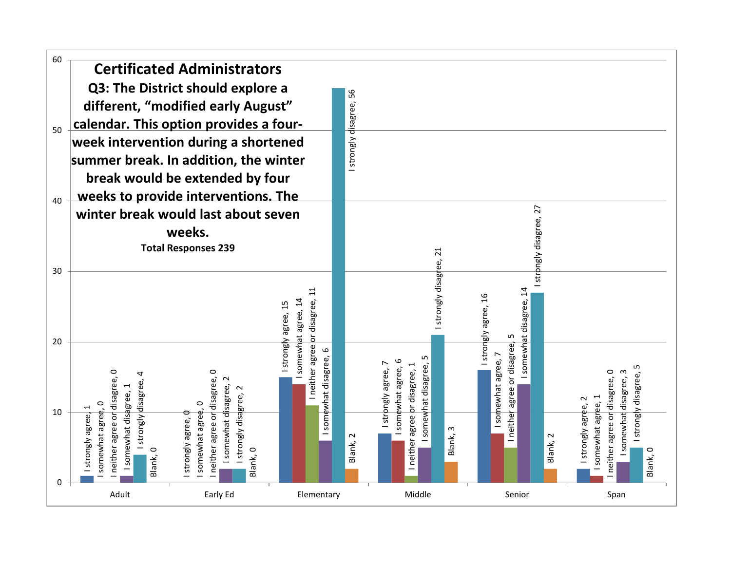# Certificated Administrators

**Q3: The District should explore a different, "modified early August" calendar. This option provides a four-week intervention during a shortened summer break. In addition, the winter break would be extended by four weeks to provide interventions. The winter break would last about seven weeks.**

**Total Responses 239**

| | I strongly agree | I somewhat agree | I neither agree or disagree | I somewhat disagree | I strongly disagree | Blank |
|---|---|---|---|---|---|---|
| Adult | 1 | 0 | 0 | 1 | 4 | 0 |
| Early Ed | 0 | 0 | 0 | 2 | 2 | 0 |
| Elementary | 15 | 14 | 11 | 6 | 56 | 2 |
| Middle | 7 | 6 | 1 | 5 | 21 | 3 |
| Senior | 16 | 7 | 5 | 14 | 27 | 2 |
| Span | 2 | 1 | 0 | 3 | 5 | 0 |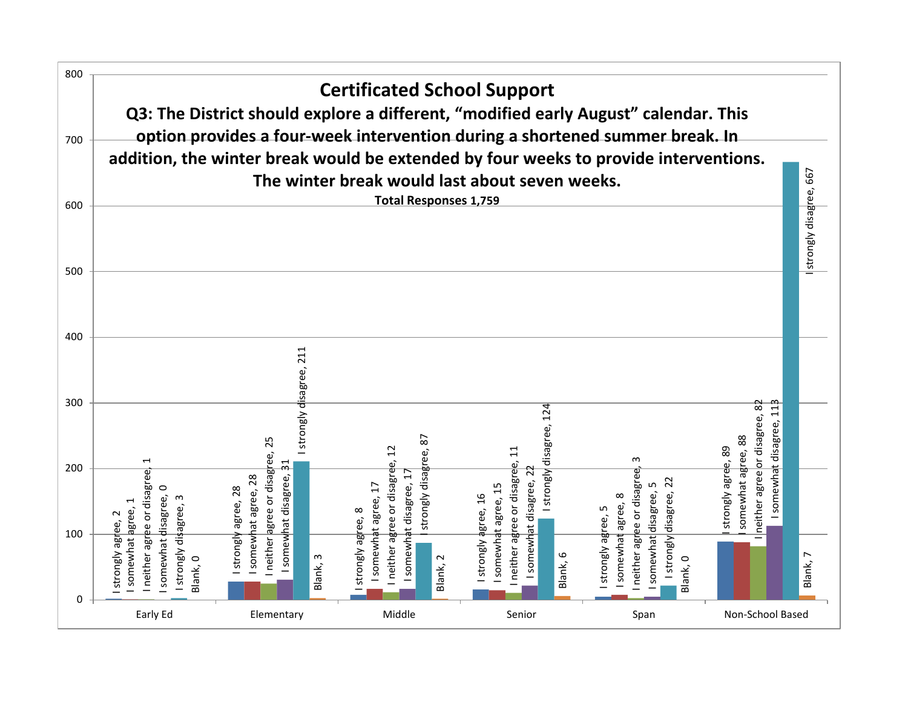# Certificated School Support

**Q3: The District should explore a different, "modified early August" calendar. This option provides a four-week intervention during a shortened summer break. In addition, the winter break would be extended by four weeks to provide interventions. The winter break would last about seven weeks.**

**Total Responses 1,759**

| | I strongly agree | I somewhat agree | I neither agree or disagree | I somewhat disagree | I strongly disagree | Blank |
|---|---|---|---|---|---|---|
| Early Ed | 2 | 1 | 1 | 0 | 3 | 0 |
| Elementary | 28 | 28 | 25 | 31 | 211 | 3 |
| Middle | 8 | 17 | 12 | 17 | 87 | 2 |
| Senior | 16 | 15 | 11 | 22 | 124 | 6 |
| Span | 5 | 8 | 3 | 5 | 22 | 0 |
| Non-School Based | 89 | 88 | 82 | 113 | 667 | 7 |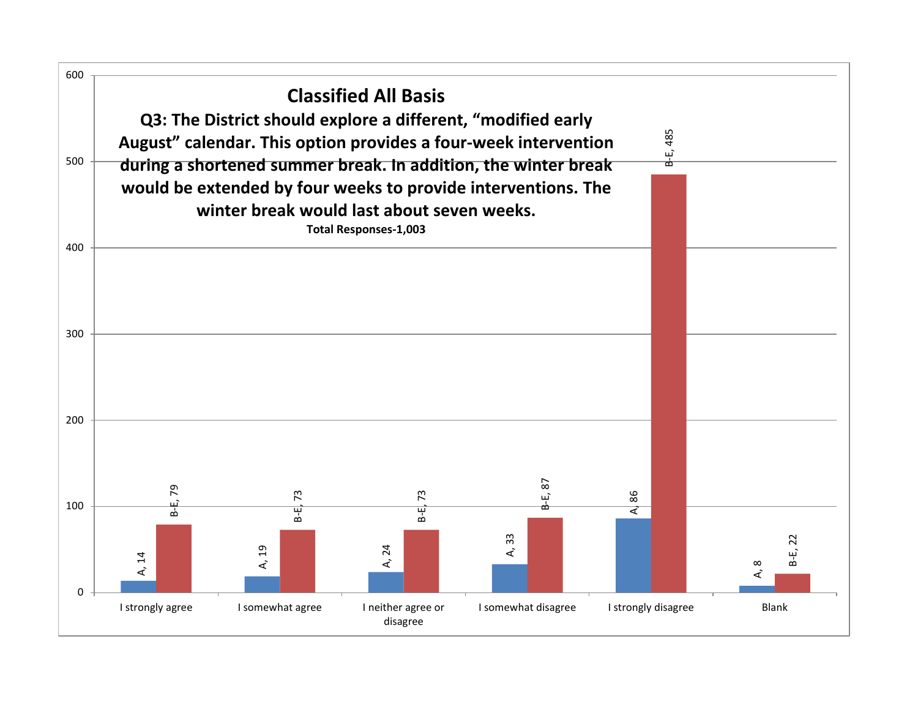## Classified All Basis

**Q3: The District should explore a different, "modified early August" calendar. This option provides a four-week intervention during a shortened summer break. In addition, the winter break would be extended by four weeks to provide interventions. The winter break would last about seven weeks.**

**Total Responses-1,003**

| Response | A | B-E |
|---|---|---|
| I strongly agree | 14 | 79 |
| I somewhat agree | 19 | 73 |
| I neither agree or disagree | 24 | 73 |
| I somewhat disagree | 33 | 87 |
| I strongly disagree | 86 | 485 |
| Blank | 8 | 22 |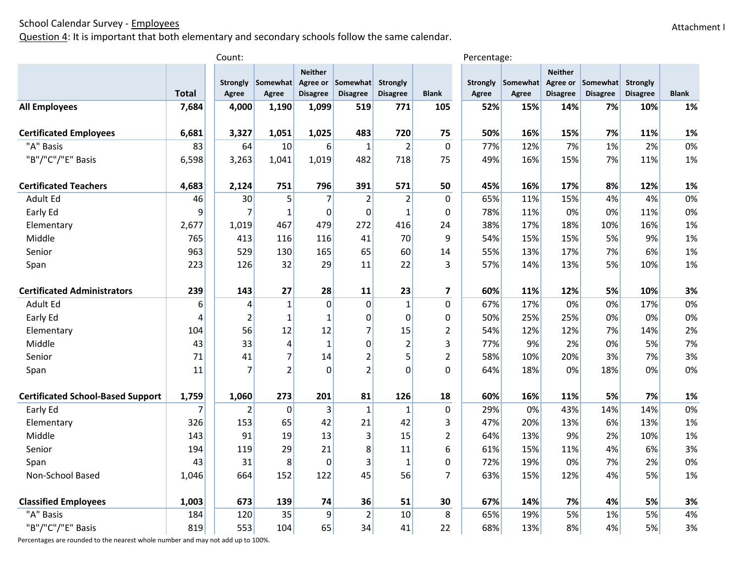School Calendar Survey - Employees

Attachment I

Question 4: It is important that both elementary and secondary schools follow the same calendar.

| | Count: | | | | | | | Percentage: | | | | | |
|---|---|---|---|---|---|---|---|---|---|---|---|---|---|
| | Total | Strongly Agree | Somewhat Agree | Neither Agree or Disagree | Somewhat Disagree | Strongly Disagree | Blank | Strongly Agree | Somewhat Agree | Neither Agree or Disagree | Somewhat Disagree | Strongly Disagree | Blank |
| **All Employees** | **7,684** | **4,000** | **1,190** | **1,099** | **519** | **771** | **105** | **52%** | **15%** | **14%** | **7%** | **10%** | **1%** |
| **Certificated Employees** | **6,681** | **3,327** | **1,051** | **1,025** | **483** | **720** | **75** | **50%** | **16%** | **15%** | **7%** | **11%** | **1%** |
| "A" Basis | 83 | 64 | 10 | 6 | 1 | 2 | 0 | 77% | 12% | 7% | 1% | 2% | 0% |
| "B"/"C"/"E" Basis | 6,598 | 3,263 | 1,041 | 1,019 | 482 | 718 | 75 | 49% | 16% | 15% | 7% | 11% | 1% |
| **Certificated Teachers** | **4,683** | **2,124** | **751** | **796** | **391** | **571** | **50** | **45%** | **16%** | **17%** | **8%** | **12%** | **1%** |
| Adult Ed | 46 | 30 | 5 | 7 | 2 | 2 | 0 | 65% | 11% | 15% | 4% | 4% | 0% |
| Early Ed | 9 | 7 | 1 | 0 | 0 | 1 | 0 | 78% | 11% | 0% | 0% | 11% | 0% |
| Elementary | 2,677 | 1,019 | 467 | 479 | 272 | 416 | 24 | 38% | 17% | 18% | 10% | 16% | 1% |
| Middle | 765 | 413 | 116 | 116 | 41 | 70 | 9 | 54% | 15% | 15% | 5% | 9% | 1% |
| Senior | 963 | 529 | 130 | 165 | 65 | 60 | 14 | 55% | 13% | 17% | 7% | 6% | 1% |
| Span | 223 | 126 | 32 | 29 | 11 | 22 | 3 | 57% | 14% | 13% | 5% | 10% | 1% |
| **Certificated Administrators** | **239** | **143** | **27** | **28** | **11** | **23** | **7** | **60%** | **11%** | **12%** | **5%** | **10%** | **3%** |
| Adult Ed | 6 | 4 | 1 | 0 | 0 | 1 | 0 | 67% | 17% | 0% | 0% | 17% | 0% |
| Early Ed | 4 | 2 | 1 | 1 | 0 | 0 | 0 | 50% | 25% | 25% | 0% | 0% | 0% |
| Elementary | 104 | 56 | 12 | 12 | 7 | 15 | 2 | 54% | 12% | 12% | 7% | 14% | 2% |
| Middle | 43 | 33 | 4 | 1 | 0 | 2 | 3 | 77% | 9% | 2% | 0% | 5% | 7% |
| Senior | 71 | 41 | 7 | 14 | 2 | 5 | 2 | 58% | 10% | 20% | 3% | 7% | 3% |
| Span | 11 | 7 | 2 | 0 | 2 | 0 | 0 | 64% | 18% | 0% | 18% | 0% | 0% |
| **Certificated School-Based Support** | **1,759** | **1,060** | **273** | **201** | **81** | **126** | **18** | **60%** | **16%** | **11%** | **5%** | **7%** | **1%** |
| Early Ed | 7 | 2 | 0 | 3 | 1 | 1 | 0 | 29% | 0% | 43% | 14% | 14% | 0% |
| Elementary | 326 | 153 | 65 | 42 | 21 | 42 | 3 | 47% | 20% | 13% | 6% | 13% | 1% |
| Middle | 143 | 91 | 19 | 13 | 3 | 15 | 2 | 64% | 13% | 9% | 2% | 10% | 1% |
| Senior | 194 | 119 | 29 | 21 | 8 | 11 | 6 | 61% | 15% | 11% | 4% | 6% | 3% |
| Span | 43 | 31 | 8 | 0 | 3 | 1 | 0 | 72% | 19% | 0% | 7% | 2% | 0% |
| Non-School Based | 1,046 | 664 | 152 | 122 | 45 | 56 | 7 | 63% | 15% | 12% | 4% | 5% | 1% |
| **Classified Employees** | **1,003** | **673** | **139** | **74** | **36** | **51** | **30** | **67%** | **14%** | **7%** | **4%** | **5%** | **3%** |
| "A" Basis | 184 | 120 | 35 | 9 | 2 | 10 | 8 | 65% | 19% | 5% | 1% | 5% | 4% |
| "B"/"C"/"E" Basis | 819 | 553 | 104 | 65 | 34 | 41 | 22 | 68% | 13% | 8% | 4% | 5% | 3% |

Percentages are rounded to the nearest whole number and may not add up to 100%.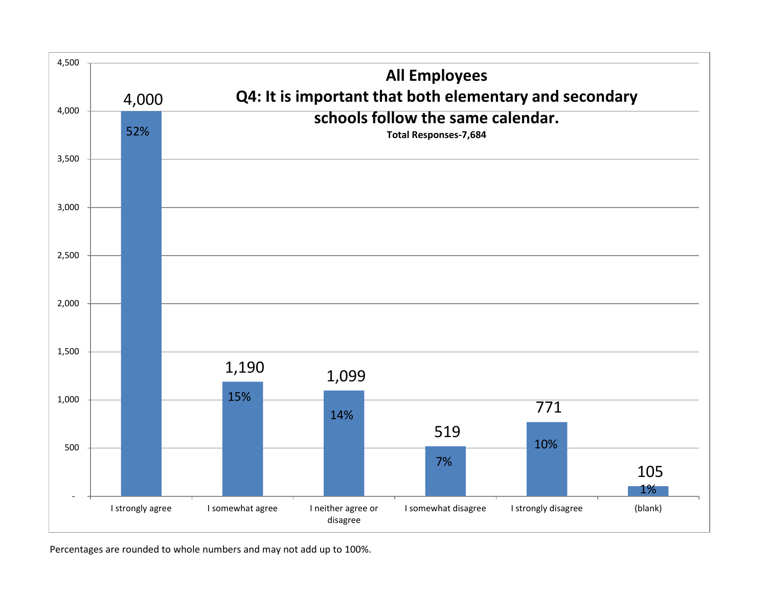## All Employees

### Q4: It is important that both elementary and secondary schools follow the same calendar.

**Total Responses-7,684**

| Response | Count | Percent |
|---|---|---|
| I strongly agree | 4,000 | 52% |
| I somewhat agree | 1,190 | 15% |
| I neither agree or disagree | 1,099 | 14% |
| I somewhat disagree | 519 | 7% |
| I strongly disagree | 771 | 10% |
| (blank) | 105 | 1% |

Percentages are rounded to whole numbers and may not add up to 100%.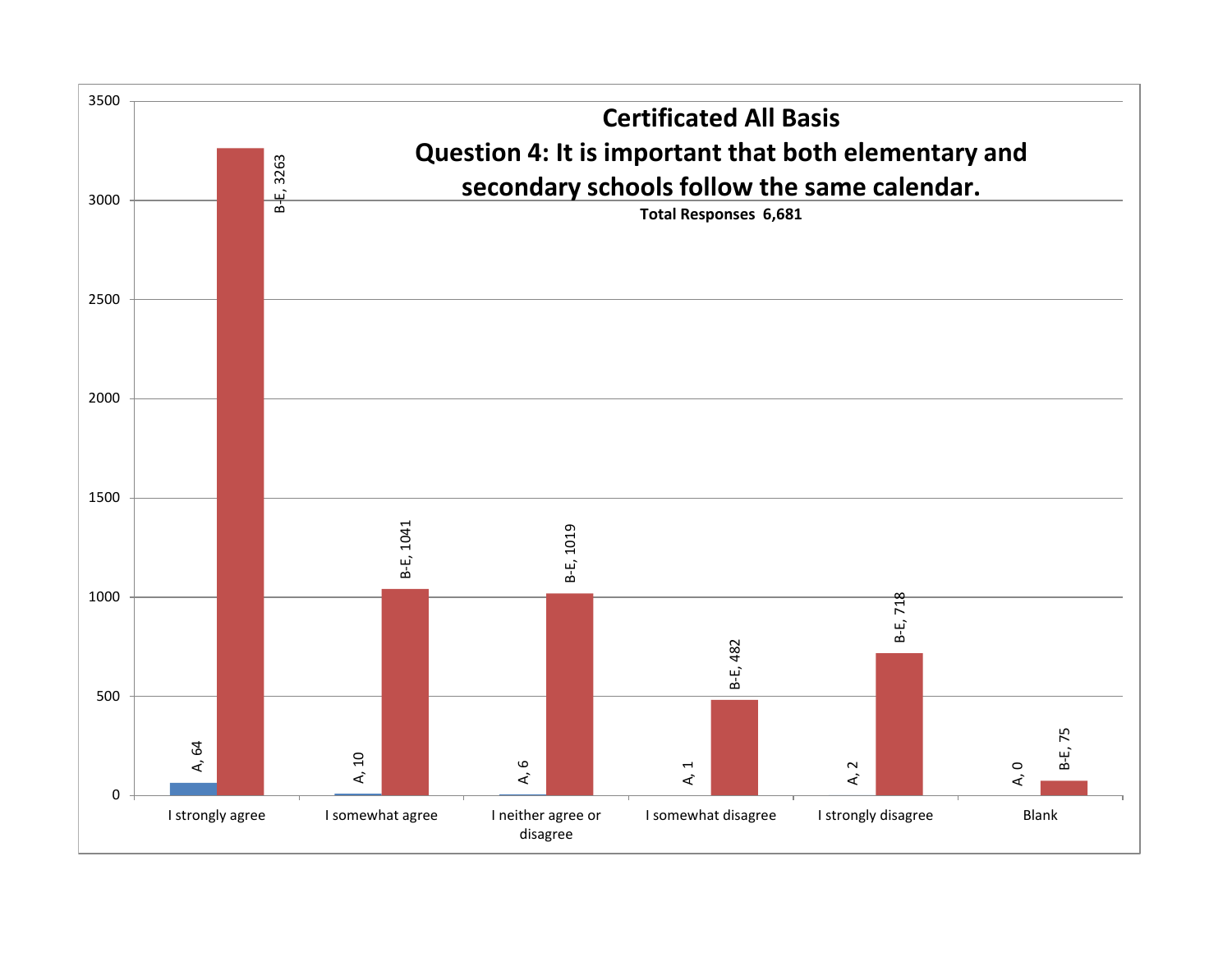# Certificated All Basis

## Question 4: It is important that both elementary and secondary schools follow the same calendar.

**Total Responses 6,681**

| Response | A | B-E |
|---|---|---|
| I strongly agree | 64 | 3263 |
| I somewhat agree | 10 | 1041 |
| I neither agree or disagree | 6 | 1019 |
| I somewhat disagree | 1 | 482 |
| I strongly disagree | 2 | 718 |
| Blank | 0 | 75 |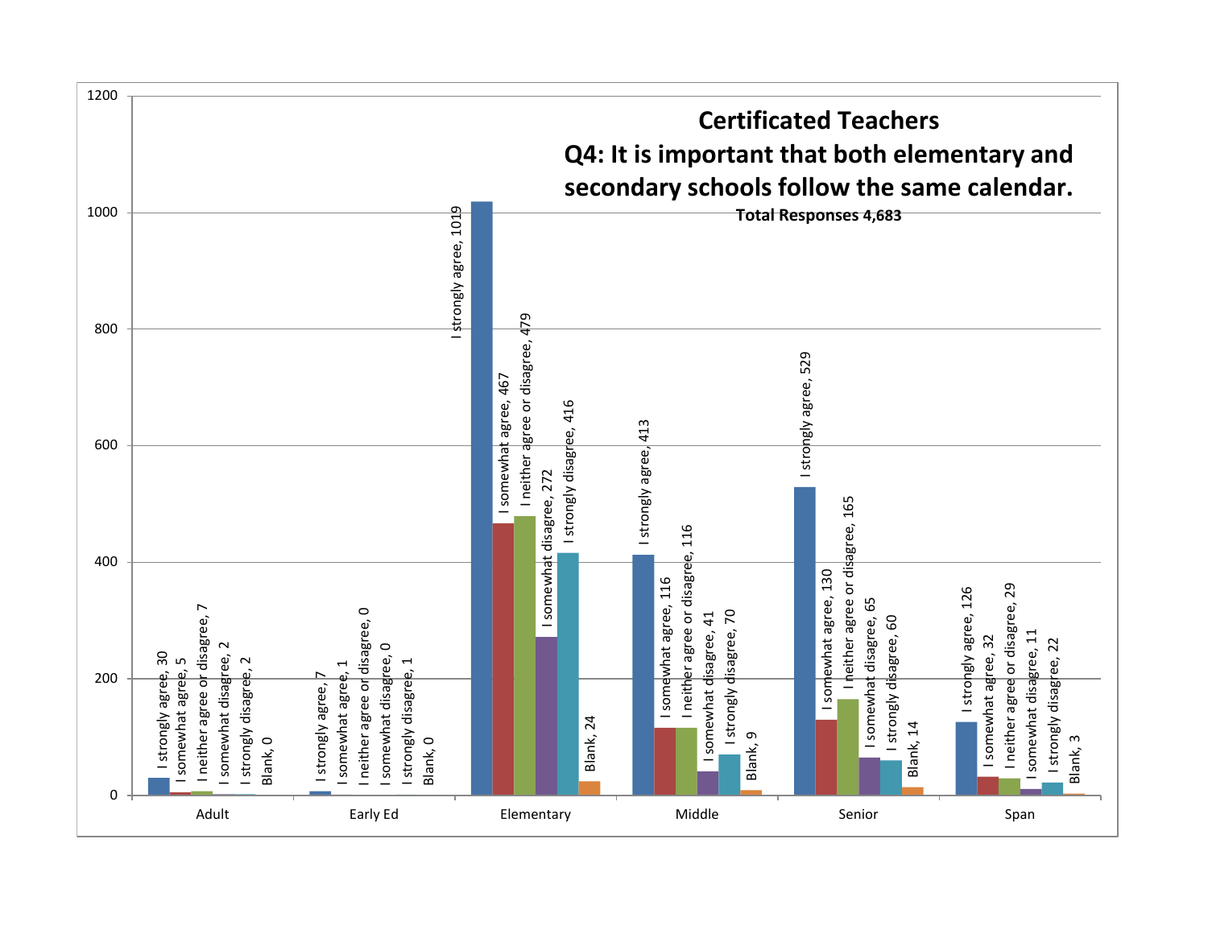# Certificated Teachers

## Q4: It is important that both elementary and secondary schools follow the same calendar.

**Total Responses 4,683**

| | I strongly agree | I somewhat agree | I neither agree or disagree | I somewhat disagree | I strongly disagree | Blank |
|---|---|---|---|---|---|---|
| Adult | 30 | 5 | 7 | 2 | 2 | 0 |
| Early Ed | 7 | 1 | 0 | 0 | 1 | 0 |
| Elementary | 1019 | 467 | 479 | 272 | 416 | 24 |
| Middle | 413 | 116 | 116 | 41 | 70 | 9 |
| Senior | 529 | 130 | 165 | 65 | 60 | 14 |
| Span | 126 | 32 | 29 | 11 | 22 | 3 |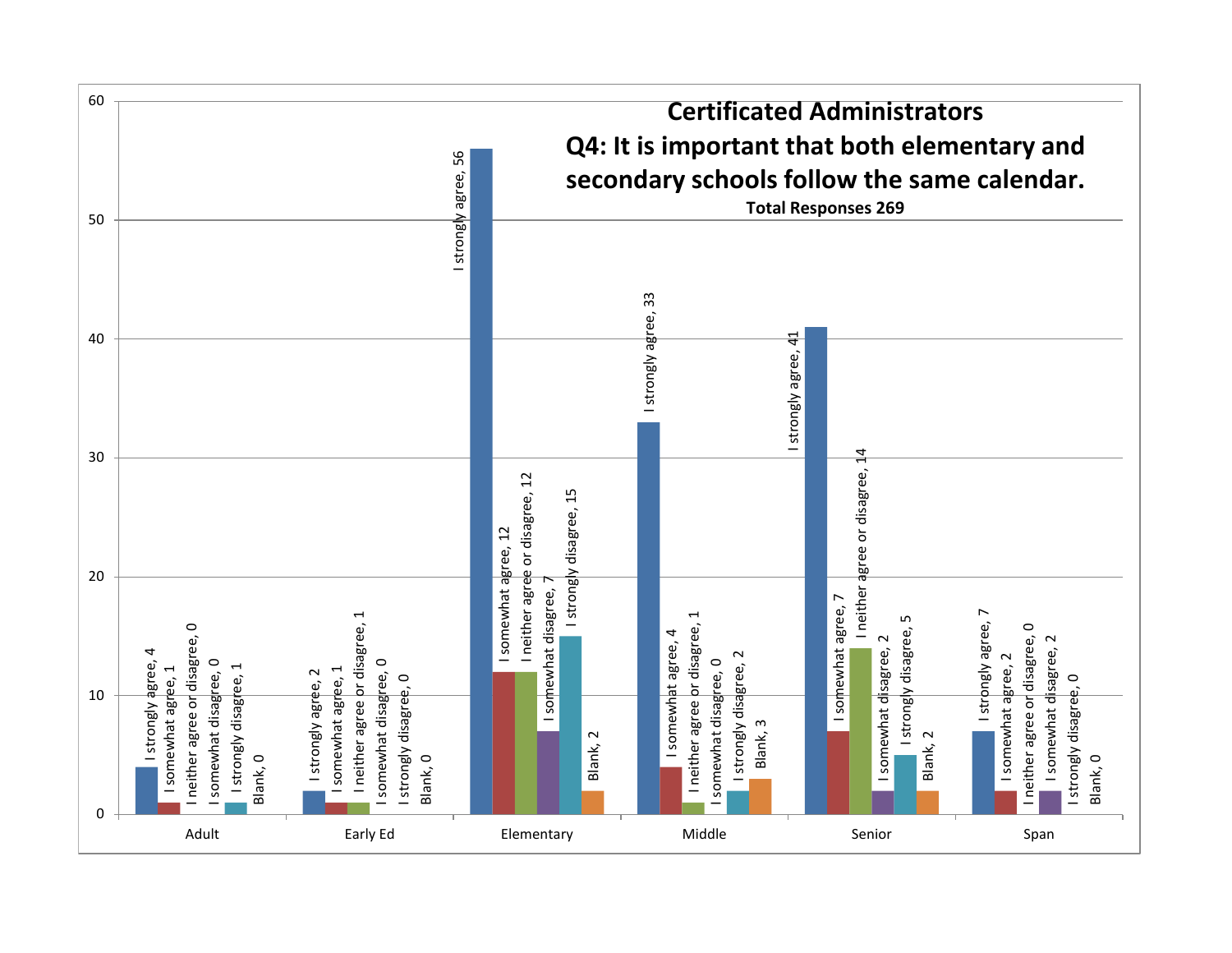# Certificated Administrators

## Q4: It is important that both elementary and secondary schools follow the same calendar.

**Total Responses 269**

| | I strongly agree | I somewhat agree | I neither agree or disagree | I somewhat disagree | I strongly disagree | Blank |
|---|---|---|---|---|---|---|
| Adult | 4 | 1 | 0 | 0 | 1 | 0 |
| Early Ed | 2 | 1 | 1 | 0 | 0 | 0 |
| Elementary | 56 | 12 | 12 | 7 | 15 | 2 |
| Middle | 33 | 4 | 1 | 0 | 2 | 3 |
| Senior | 41 | 7 | 14 | 2 | 5 | 2 |
| Span | 7 | 2 | 0 | 2 | 0 | 0 |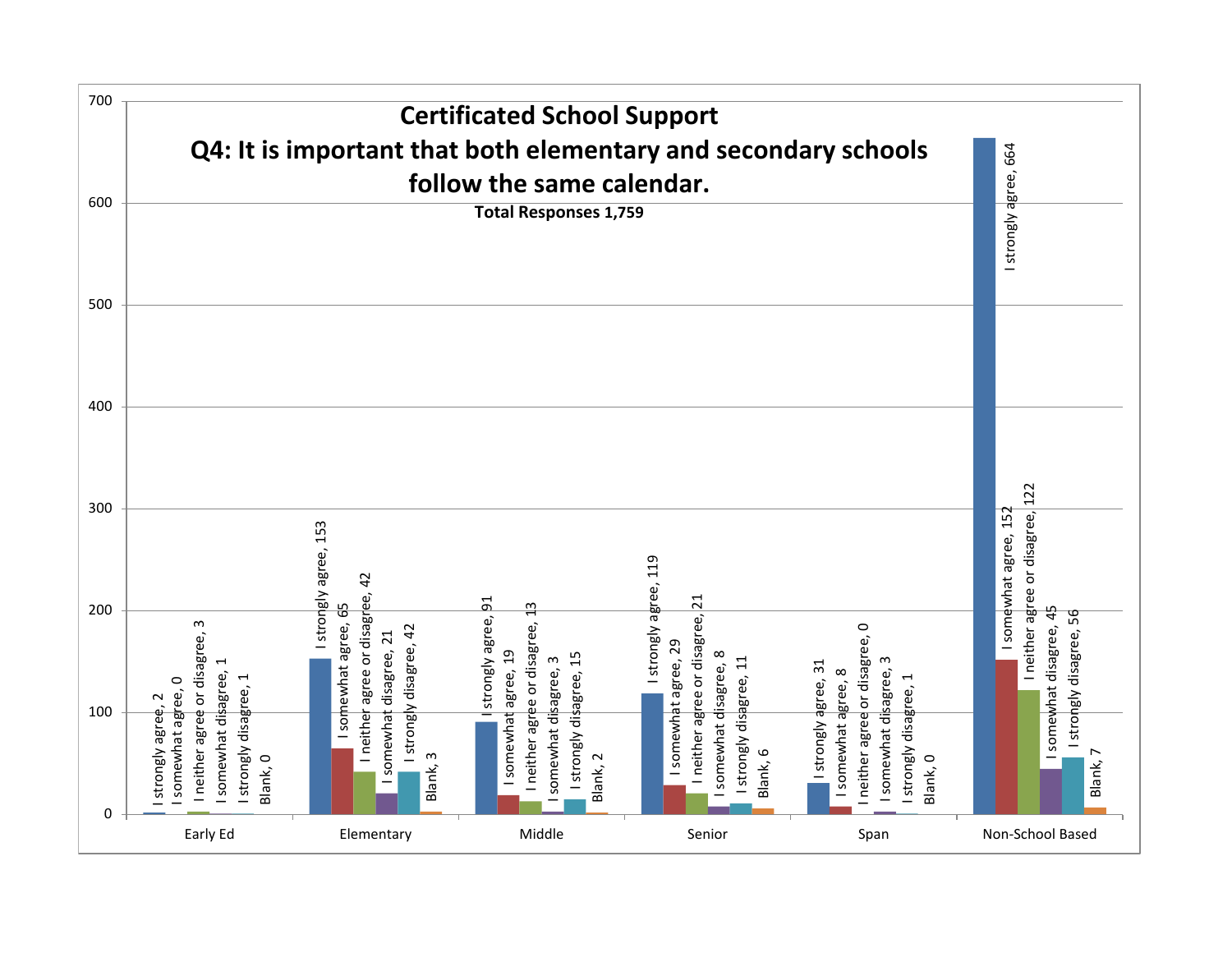# Certificated School Support

## Q4: It is important that both elementary and secondary schools follow the same calendar.

**Total Responses 1,759**

| | Early Ed | Elementary | Middle | Senior | Span | Non-School Based |
|---|---|---|---|---|---|---|
| I strongly agree | 2 | 153 | 91 | 119 | 31 | 664 |
| I somewhat agree | 0 | 65 | 19 | 29 | 8 | 152 |
| I neither agree or disagree | 3 | 42 | 13 | 21 | 0 | 122 |
| I somewhat disagree | 1 | 21 | 3 | 8 | 3 | 45 |
| I strongly disagree | 1 | 42 | 15 | 11 | 1 | 56 |
| Blank | 0 | 3 | 2 | 6 | 0 | 7 |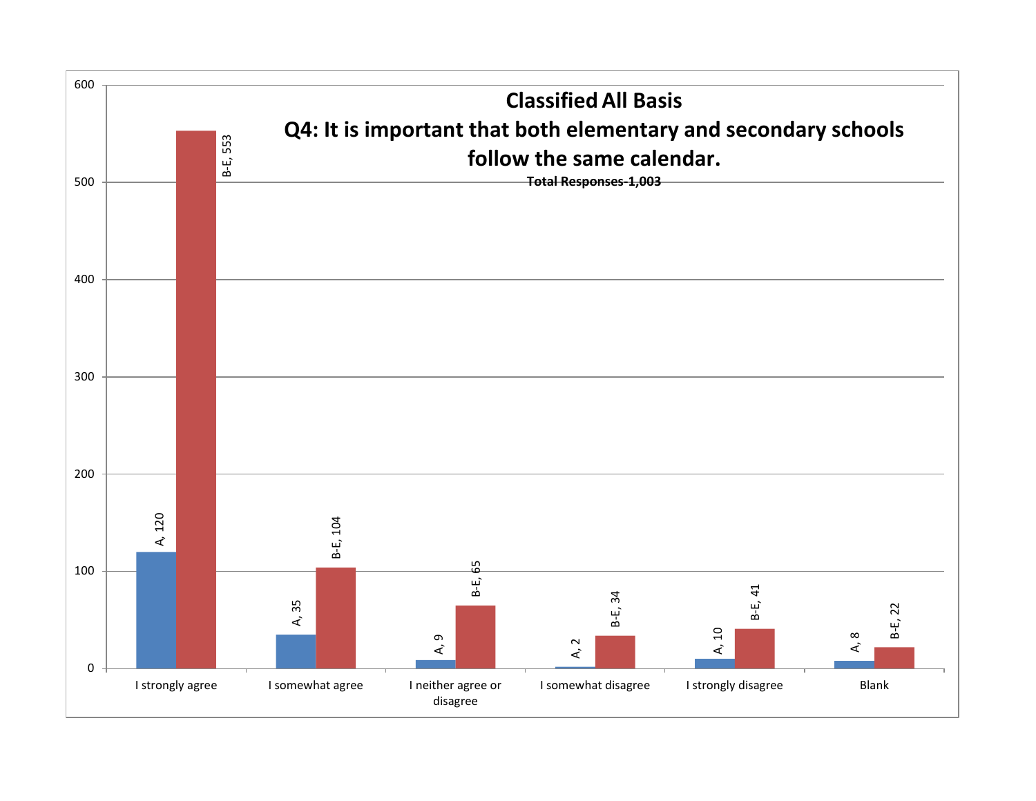**Classified All Basis**

**Q4: It is important that both elementary and secondary schools follow the same calendar.**

**Total Responses-1,003**

| Response | A | B-E |
|---|---|---|
| I strongly agree | 120 | 553 |
| I somewhat agree | 35 | 104 |
| I neither agree or disagree | 9 | 65 |
| I somewhat disagree | 2 | 34 |
| I strongly disagree | 10 | 41 |
| Blank | 8 | 22 |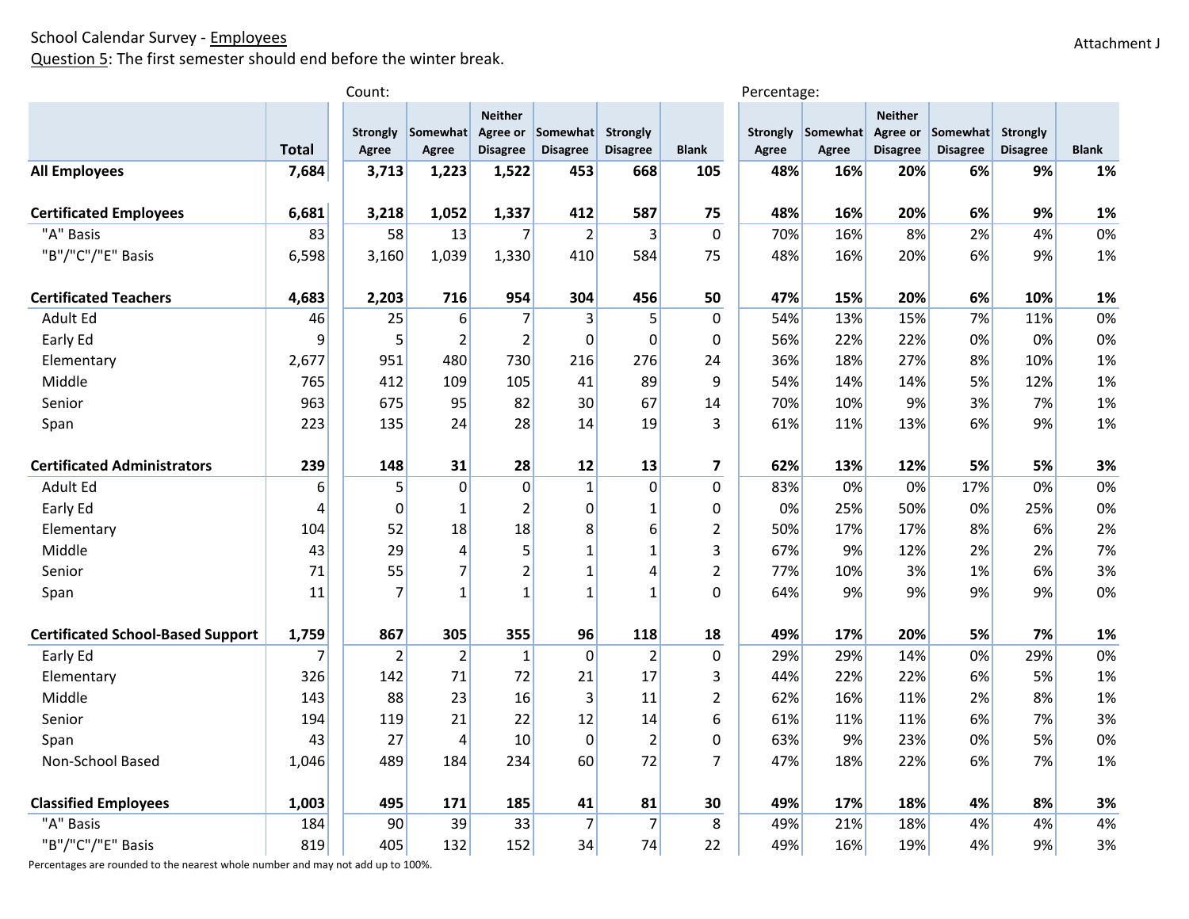School Calendar Survey - Employees

Question 5: The first semester should end before the winter break.

Attachment J

| | Total | Count: Strongly Agree | Somewhat Agree | Neither Agree or Disagree | Somewhat Disagree | Strongly Disagree | Blank | Percentage: Strongly Agree | Somewhat Agree | Neither Agree or Disagree | Somewhat Disagree | Strongly Disagree | Blank |
|---|---|---|---|---|---|---|---|---|---|---|---|---|---|
| **All Employees** | **7,684** | **3,713** | **1,223** | **1,522** | **453** | **668** | **105** | **48%** | **16%** | **20%** | **6%** | **9%** | **1%** |
| **Certificated Employees** | **6,681** | **3,218** | **1,052** | **1,337** | **412** | **587** | **75** | **48%** | **16%** | **20%** | **6%** | **9%** | **1%** |
| "A" Basis | 83 | 58 | 13 | 7 | 2 | 3 | 0 | 70% | 16% | 8% | 2% | 4% | 0% |
| "B"/"C"/"E" Basis | 6,598 | 3,160 | 1,039 | 1,330 | 410 | 584 | 75 | 48% | 16% | 20% | 6% | 9% | 1% |
| **Certificated Teachers** | **4,683** | **2,203** | **716** | **954** | **304** | **456** | **50** | **47%** | **15%** | **20%** | **6%** | **10%** | **1%** |
| Adult Ed | 46 | 25 | 6 | 7 | 3 | 5 | 0 | 54% | 13% | 15% | 7% | 11% | 0% |
| Early Ed | 9 | 5 | 2 | 2 | 0 | 0 | 0 | 56% | 22% | 22% | 0% | 0% | 0% |
| Elementary | 2,677 | 951 | 480 | 730 | 216 | 276 | 24 | 36% | 18% | 27% | 8% | 10% | 1% |
| Middle | 765 | 412 | 109 | 105 | 41 | 89 | 9 | 54% | 14% | 14% | 5% | 12% | 1% |
| Senior | 963 | 675 | 95 | 82 | 30 | 67 | 14 | 70% | 10% | 9% | 3% | 7% | 1% |
| Span | 223 | 135 | 24 | 28 | 14 | 19 | 3 | 61% | 11% | 13% | 6% | 9% | 1% |
| **Certificated Administrators** | **239** | **148** | **31** | **28** | **12** | **13** | **7** | **62%** | **13%** | **12%** | **5%** | **5%** | **3%** |
| Adult Ed | 6 | 5 | 0 | 0 | 1 | 0 | 0 | 83% | 0% | 0% | 17% | 0% | 0% |
| Early Ed | 4 | 0 | 1 | 2 | 0 | 1 | 0 | 0% | 25% | 50% | 0% | 25% | 0% |
| Elementary | 104 | 52 | 18 | 18 | 8 | 6 | 2 | 50% | 17% | 17% | 8% | 6% | 2% |
| Middle | 43 | 29 | 4 | 5 | 1 | 1 | 3 | 67% | 9% | 12% | 2% | 2% | 7% |
| Senior | 71 | 55 | 7 | 2 | 1 | 4 | 2 | 77% | 10% | 3% | 1% | 6% | 3% |
| Span | 11 | 7 | 1 | 1 | 1 | 1 | 0 | 64% | 9% | 9% | 9% | 9% | 0% |
| **Certificated School-Based Support** | **1,759** | **867** | **305** | **355** | **96** | **118** | **18** | **49%** | **17%** | **20%** | **5%** | **7%** | **1%** |
| Early Ed | 7 | 2 | 2 | 1 | 0 | 2 | 0 | 29% | 29% | 14% | 0% | 29% | 0% |
| Elementary | 326 | 142 | 71 | 72 | 21 | 17 | 3 | 44% | 22% | 22% | 6% | 5% | 1% |
| Middle | 143 | 88 | 23 | 16 | 3 | 11 | 2 | 62% | 16% | 11% | 2% | 8% | 1% |
| Senior | 194 | 119 | 21 | 22 | 12 | 14 | 6 | 61% | 11% | 11% | 6% | 7% | 3% |
| Span | 43 | 27 | 4 | 10 | 0 | 2 | 0 | 63% | 9% | 23% | 0% | 5% | 0% |
| Non-School Based | 1,046 | 489 | 184 | 234 | 60 | 72 | 7 | 47% | 18% | 22% | 6% | 7% | 1% |
| **Classified Employees** | **1,003** | **495** | **171** | **185** | **41** | **81** | **30** | **49%** | **17%** | **18%** | **4%** | **8%** | **3%** |
| "A" Basis | 184 | 90 | 39 | 33 | 7 | 7 | 8 | 49% | 21% | 18% | 4% | 4% | 4% |
| "B"/"C"/"E" Basis | 819 | 405 | 132 | 152 | 34 | 74 | 22 | 49% | 16% | 19% | 4% | 9% | 3% |

Percentages are rounded to the nearest whole number and may not add up to 100%.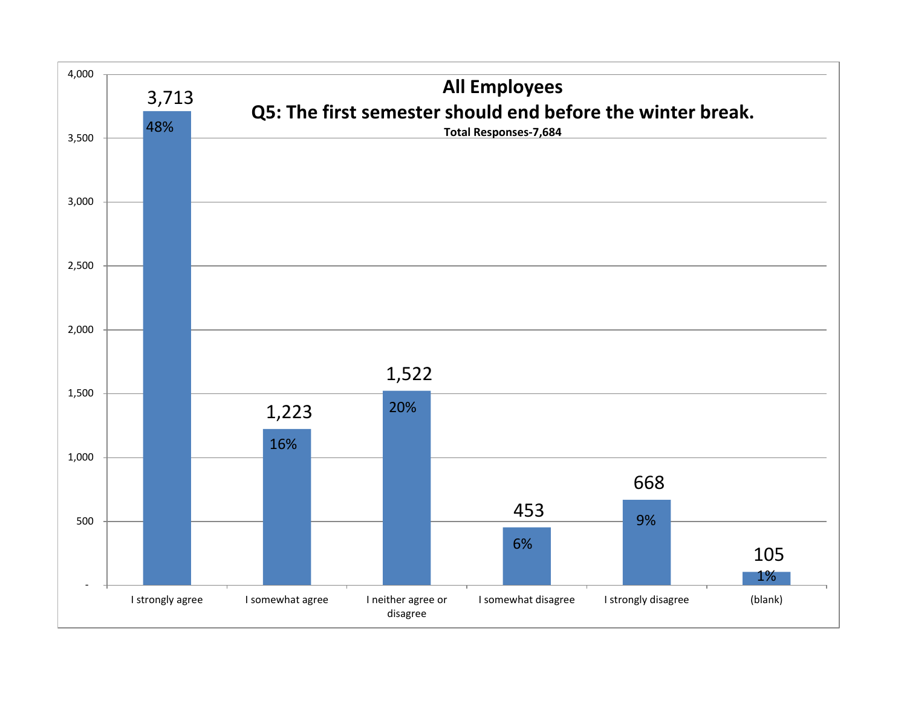**All Employees**

**Q5: The first semester should end before the winter break.**

**Total Responses-7,684**

| Response | Count | Percent |
|---|---|---|
| I strongly agree | 3,713 | 48% |
| I somewhat agree | 1,223 | 16% |
| I neither agree or disagree | 1,522 | 20% |
| I somewhat disagree | 453 | 6% |
| I strongly disagree | 668 | 9% |
| (blank) | 105 | 1% |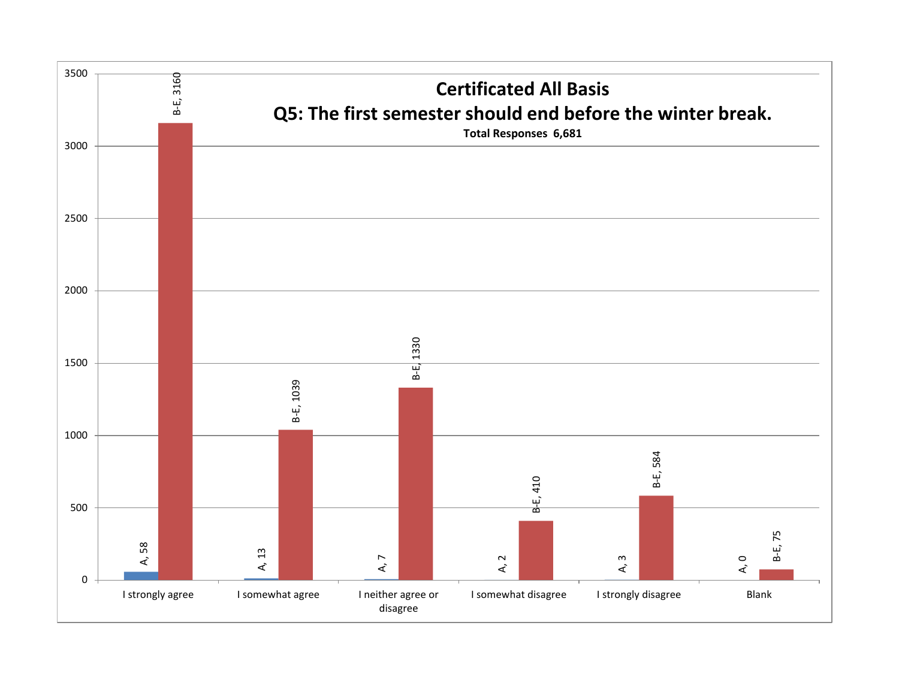# Certificated All Basis

## Q5: The first semester should end before the winter break.

**Total Responses 6,681**

| Response | A | B-E |
|---|---|---|
| I strongly agree | 58 | 3160 |
| I somewhat agree | 13 | 1039 |
| I neither agree or disagree | 7 | 1330 |
| I somewhat disagree | 2 | 410 |
| I strongly disagree | 3 | 584 |
| Blank | 0 | 75 |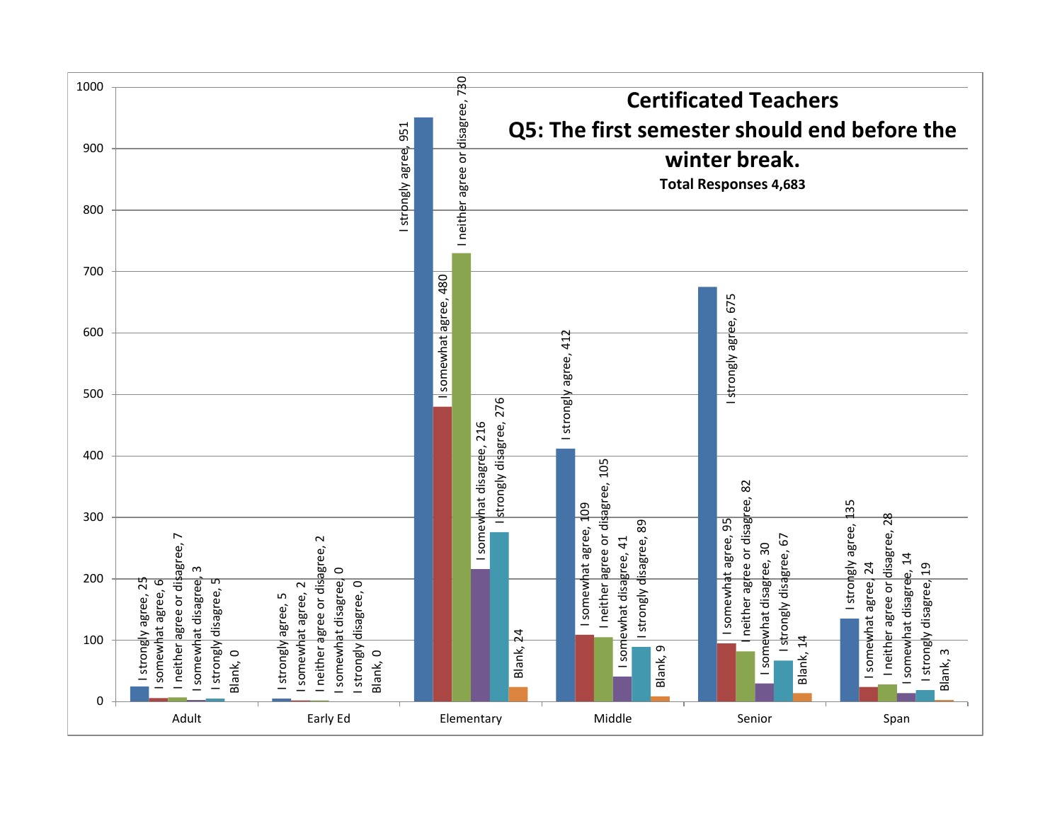# Certificated Teachers

## Q5: The first semester should end before the winter break.

**Total Responses 4,683**

| | Adult | Early Ed | Elementary | Middle | Senior | Span |
|---|---|---|---|---|---|---|
| I strongly agree | 25 | 5 | 951 | 412 | 675 | 135 |
| I somewhat agree | 6 | 2 | 480 | 109 | 95 | 24 |
| I neither agree or disagree | 7 | 2 | 730 | 105 | 82 | 28 |
| I somewhat disagree | 3 | 0 | 216 | 41 | 30 | 14 |
| I strongly disagree | 5 | 0 | 276 | 89 | 67 | 19 |
| Blank | 0 | 0 | 24 | 9 | 14 | 3 |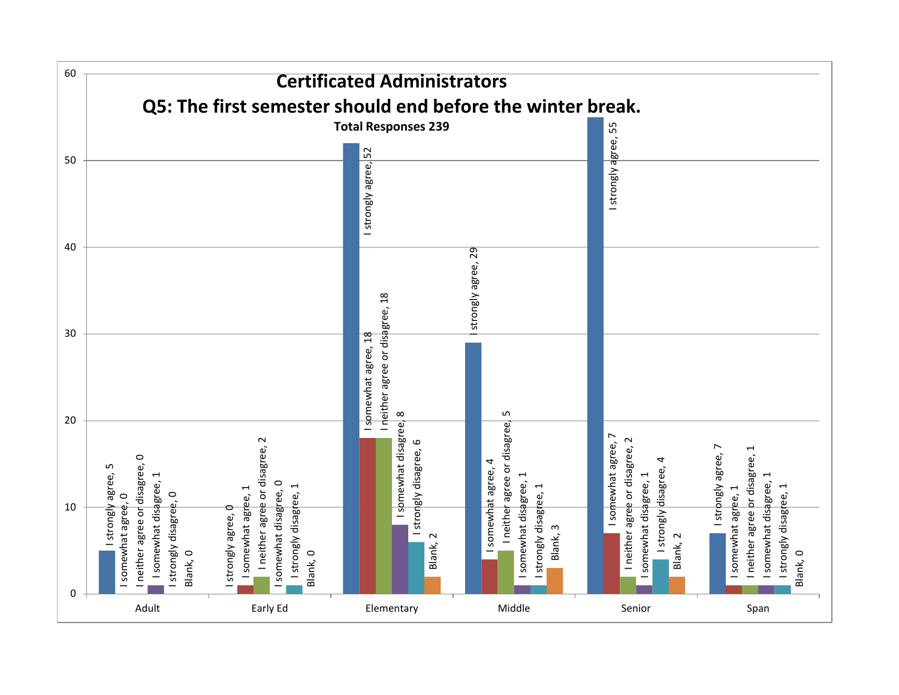# Certificated Administrators

## Q5: The first semester should end before the winter break.

**Total Responses 239**

| | I strongly agree | I somewhat agree | I neither agree or disagree | I somewhat disagree | I strongly disagree | Blank |
|---|---|---|---|---|---|---|
| Adult | 5 | 0 | 0 | 1 | 0 | 0 |
| Early Ed | 0 | 1 | 2 | 0 | 1 | 0 |
| Elementary | 52 | 18 | 18 | 8 | 6 | 2 |
| Middle | 29 | 4 | 5 | 1 | 1 | 3 |
| Senior | 55 | 7 | 2 | 1 | 4 | 2 |
| Span | 7 | 1 | 1 | 1 | 1 | 0 |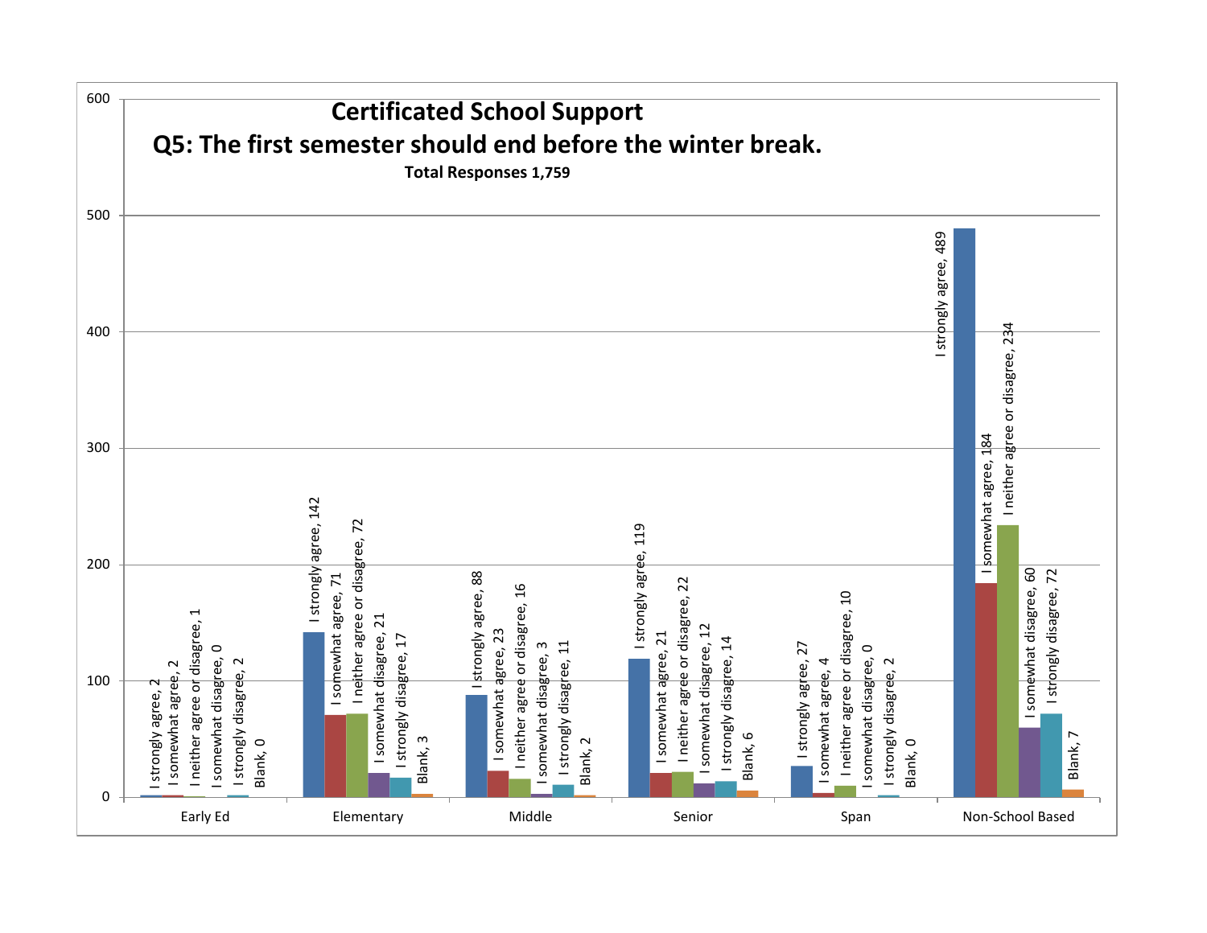# Certificated School Support

## Q5: The first semester should end before the winter break.

**Total Responses 1,759**

| | I strongly agree | I somewhat agree | I neither agree or disagree | I somewhat disagree | I strongly disagree | Blank |
|---|---|---|---|---|---|---|
| Early Ed | 2 | 2 | 1 | 0 | 2 | 0 |
| Elementary | 142 | 71 | 72 | 21 | 17 | 3 |
| Middle | 88 | 23 | 16 | 3 | 11 | 2 |
| Senior | 119 | 21 | 22 | 12 | 14 | 6 |
| Span | 27 | 4 | 10 | 0 | 2 | 0 |
| Non-School Based | 489 | 184 | 234 | 60 | 72 | 7 |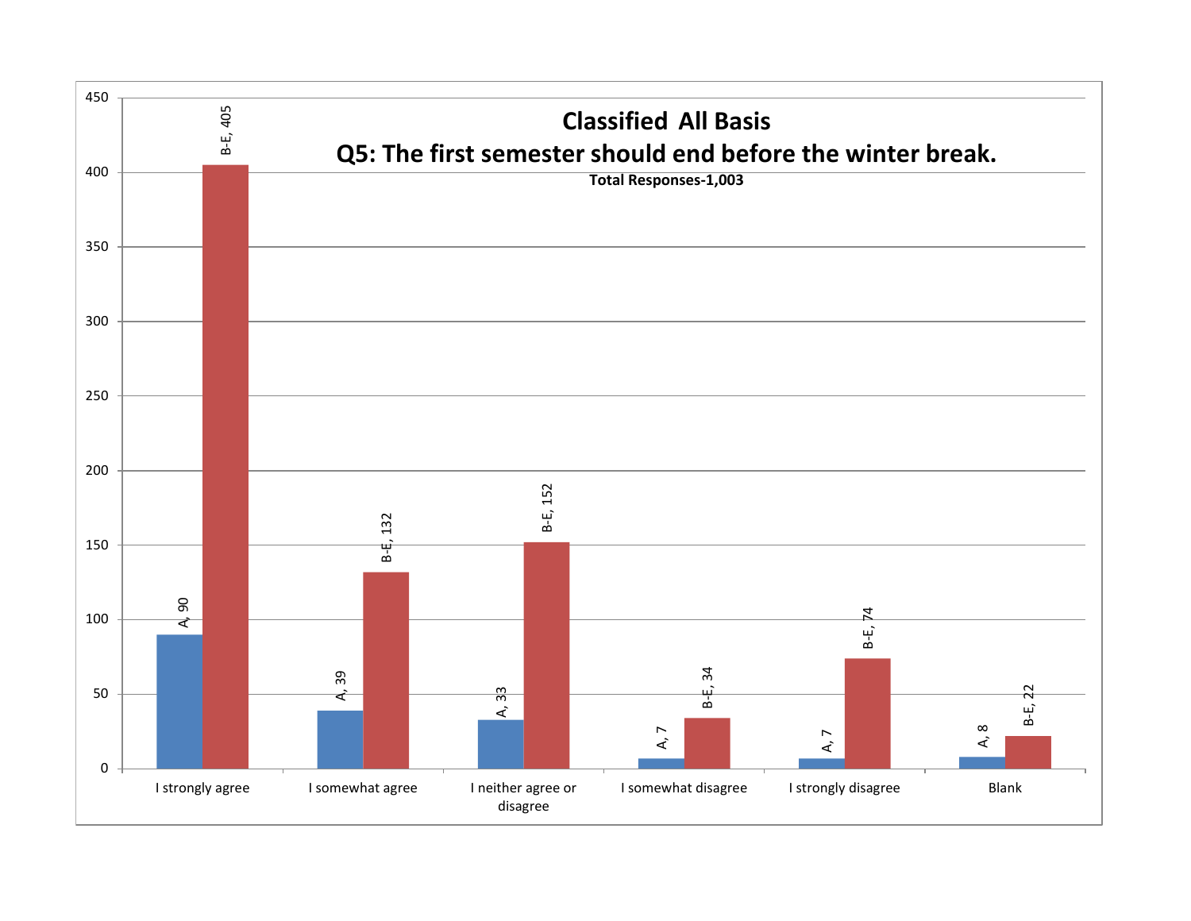Classified All Basis

Q5: The first semester should end before the winter break.

Total Responses-1,003

450
400
350
300
250
200
150
100
50
0

A, 90
B-E, 405
A, 39
B-E, 132
A, 33
B-E, 152
A, 7
B-E, 34
A, 7
B-E, 74
A, 8
B-E, 22

I strongly agree
I somewhat agree
I neither agree or disagree
I somewhat disagree
I strongly disagree
Blank